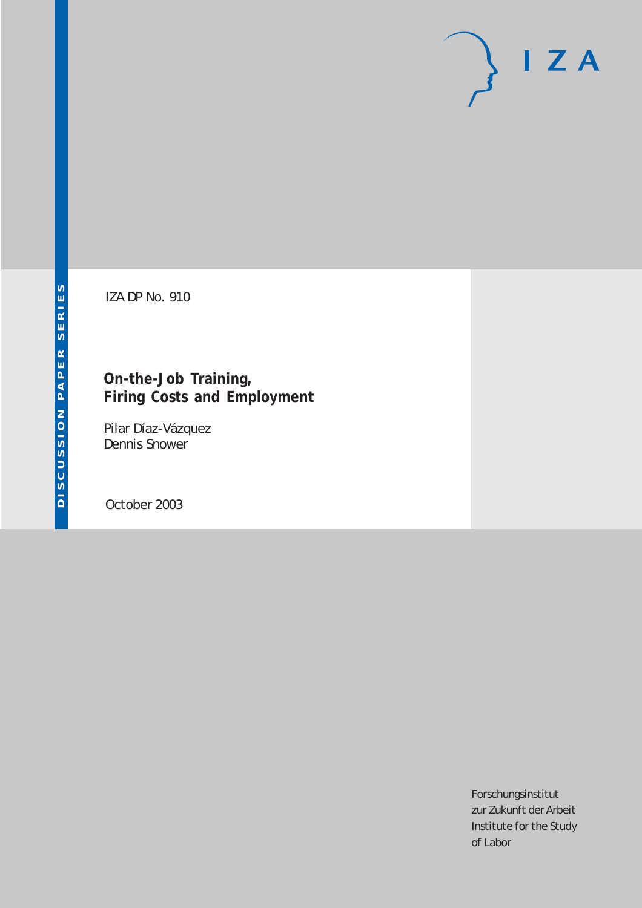IZA

DISCUSSION PAPER SERIES

IZA DP No. 910

# On-the-Job Training, Firing Costs and Employment

Pilar Díaz-Vázquez
Dennis Snower

October 2003

Forschungsinstitut
zur Zukunft der Arbeit
Institute for the Study
of Labor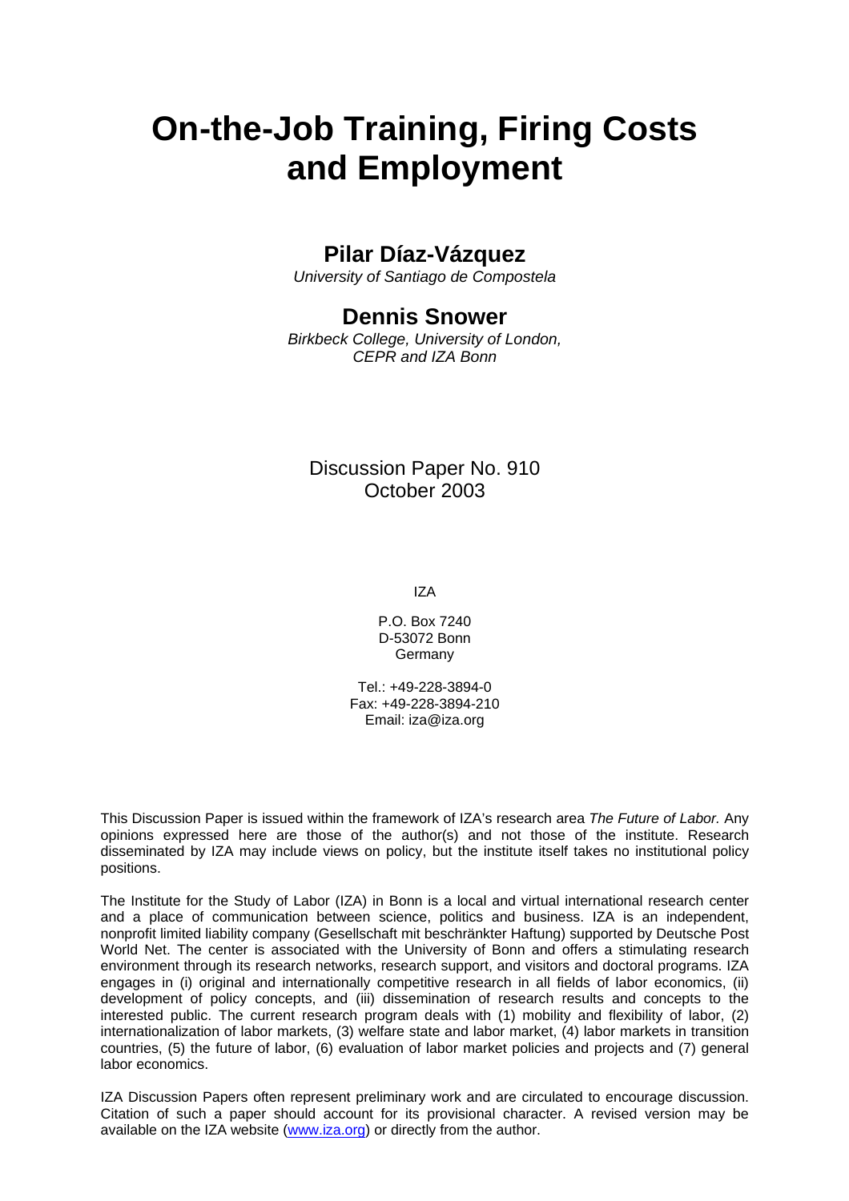# On-the-Job Training, Firing Costs and Employment

## Pilar Díaz-Vázquez

*University of Santiago de Compostela*

## Dennis Snower

*Birkbeck College, University of London, CEPR and IZA Bonn*

Discussion Paper No. 910
October 2003

IZA

P.O. Box 7240
D-53072 Bonn
Germany

Tel.: +49-228-3894-0
Fax: +49-228-3894-210
Email: iza@iza.org

This Discussion Paper is issued within the framework of IZA's research area *The Future of Labor.* Any opinions expressed here are those of the author(s) and not those of the institute. Research disseminated by IZA may include views on policy, but the institute itself takes no institutional policy positions.

The Institute for the Study of Labor (IZA) in Bonn is a local and virtual international research center and a place of communication between science, politics and business. IZA is an independent, nonprofit limited liability company (Gesellschaft mit beschränkter Haftung) supported by Deutsche Post World Net. The center is associated with the University of Bonn and offers a stimulating research environment through its research networks, research support, and visitors and doctoral programs. IZA engages in (i) original and internationally competitive research in all fields of labor economics, (ii) development of policy concepts, and (iii) dissemination of research results and concepts to the interested public. The current research program deals with (1) mobility and flexibility of labor, (2) internationalization of labor markets, (3) welfare state and labor market, (4) labor markets in transition countries, (5) the future of labor, (6) evaluation of labor market policies and projects and (7) general labor economics.

IZA Discussion Papers often represent preliminary work and are circulated to encourage discussion. Citation of such a paper should account for its provisional character. A revised version may be available on the IZA website (www.iza.org) or directly from the author.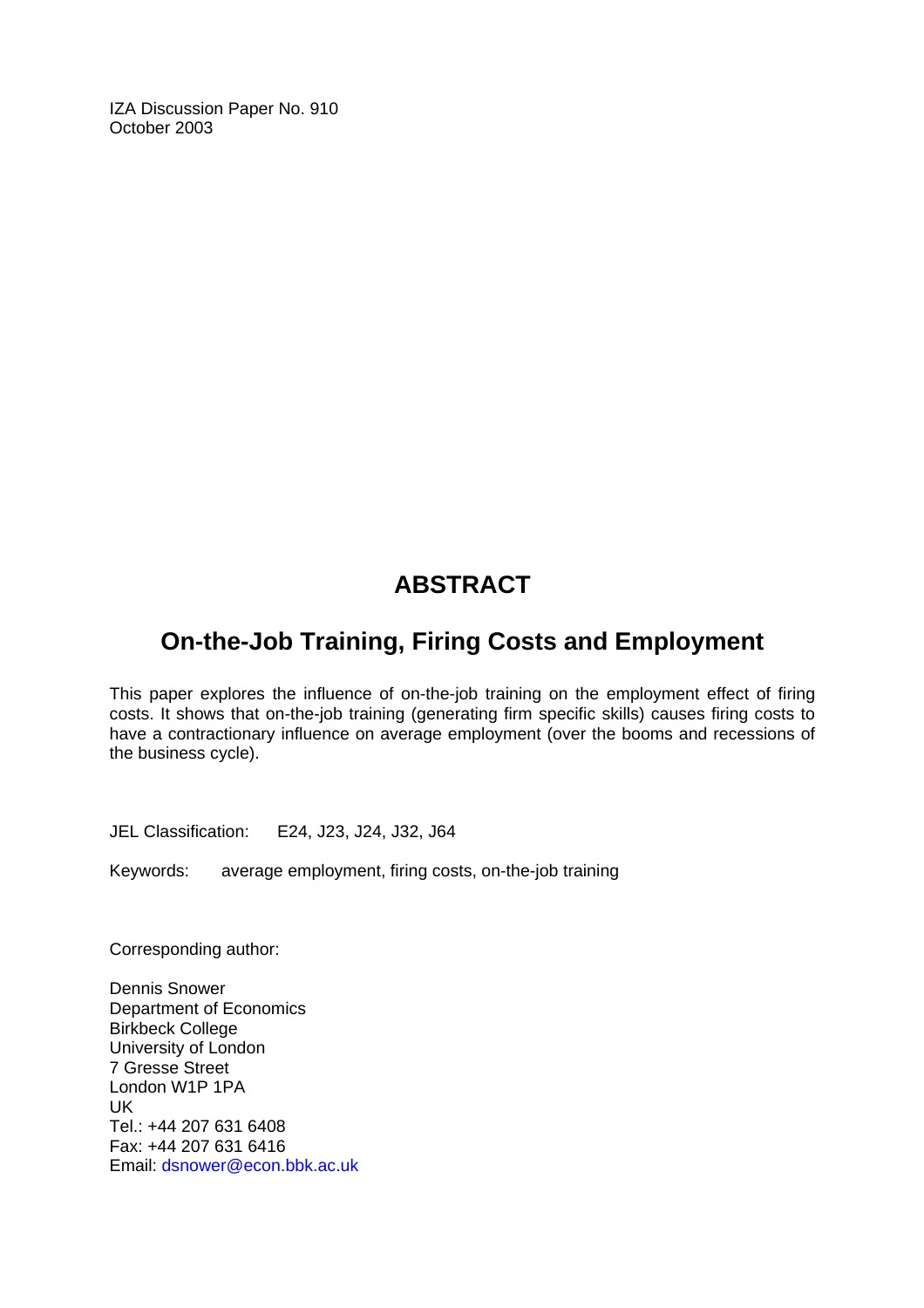IZA Discussion Paper No. 910
October 2003

# ABSTRACT

## On-the-Job Training, Firing Costs and Employment

This paper explores the influence of on-the-job training on the employment effect of firing costs. It shows that on-the-job training (generating firm specific skills) causes firing costs to have a contractionary influence on average employment (over the booms and recessions of the business cycle).

JEL Classification: E24, J23, J24, J32, J64

Keywords: average employment, firing costs, on-the-job training

Corresponding author:

Dennis Snower
Department of Economics
Birkbeck College
University of London
7 Gresse Street
London W1P 1PA
UK
Tel.: +44 207 631 6408
Fax: +44 207 631 6416
Email: dsnower@econ.bbk.ac.uk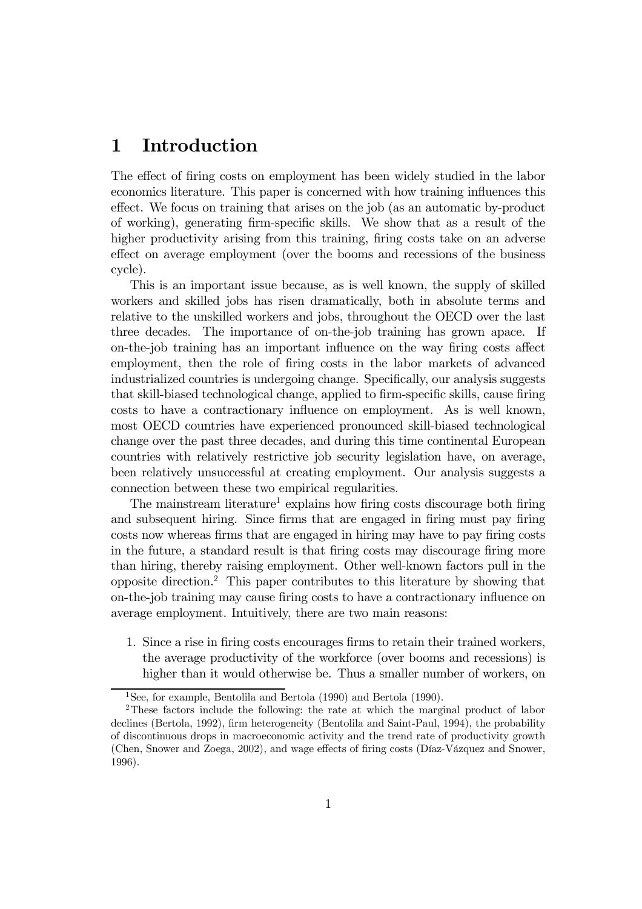# 1 Introduction

The effect of firing costs on employment has been widely studied in the labor economics literature. This paper is concerned with how training influences this effect. We focus on training that arises on the job (as an automatic by-product of working), generating firm-specific skills. We show that as a result of the higher productivity arising from this training, firing costs take on an adverse effect on average employment (over the booms and recessions of the business cycle).

This is an important issue because, as is well known, the supply of skilled workers and skilled jobs has risen dramatically, both in absolute terms and relative to the unskilled workers and jobs, throughout the OECD over the last three decades. The importance of on-the-job training has grown apace. If on-the-job training has an important influence on the way firing costs affect employment, then the role of firing costs in the labor markets of advanced industrialized countries is undergoing change. Specifically, our analysis suggests that skill-biased technological change, applied to firm-specific skills, cause firing costs to have a contractionary influence on employment. As is well known, most OECD countries have experienced pronounced skill-biased technological change over the past three decades, and during this time continental European countries with relatively restrictive job security legislation have, on average, been relatively unsuccessful at creating employment. Our analysis suggests a connection between these two empirical regularities.

The mainstream literature[1] explains how firing costs discourage both firing and subsequent hiring. Since firms that are engaged in firing must pay firing costs now whereas firms that are engaged in hiring may have to pay firing costs in the future, a standard result is that firing costs may discourage firing more than hiring, thereby raising employment. Other well-known factors pull in the opposite direction.[2] This paper contributes to this literature by showing that on-the-job training may cause firing costs to have a contractionary influence on average employment. Intuitively, there are two main reasons:

1. Since a rise in firing costs encourages firms to retain their trained workers, the average productivity of the workforce (over booms and recessions) is higher than it would otherwise be. Thus a smaller number of workers, on

[1] See, for example, Bentolila and Bertola (1990) and Bertola (1990).

[2] These factors include the following: the rate at which the marginal product of labor declines (Bertola, 1992), firm heterogeneity (Bentolila and Saint-Paul, 1994), the probability of discontinuous drops in macroeconomic activity and the trend rate of productivity growth (Chen, Snower and Zoega, 2002), and wage effects of firing costs (Díaz-Vázquez and Snower, 1996).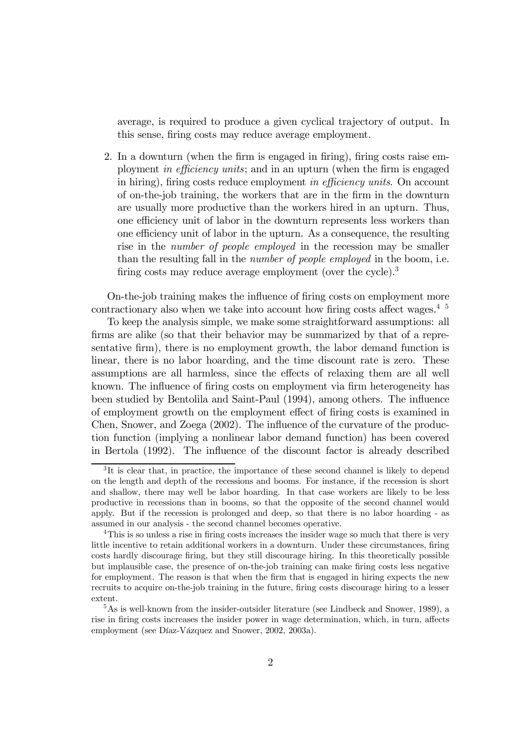average, is required to produce a given cyclical trajectory of output. In this sense, firing costs may reduce average employment.

2. In a downturn (when the firm is engaged in firing), firing costs raise employment *in efficiency units*; and in an upturn (when the firm is engaged in hiring), firing costs reduce employment *in efficiency units*. On account of on-the-job training, the workers that are in the firm in the downturn are usually more productive than the workers hired in an upturn. Thus, one efficiency unit of labor in the downturn represents less workers than one efficiency unit of labor in the upturn. As a consequence, the resulting rise in the *number of people employed* in the recession may be smaller than the resulting fall in the *number of people employed* in the boom, i.e. firing costs may reduce average employment (over the cycle).[3]

On-the-job training makes the influence of firing costs on employment more contractionary also when we take into account how firing costs affect wages.[4] [5]

To keep the analysis simple, we make some straightforward assumptions: all firms are alike (so that their behavior may be summarized by that of a representative firm), there is no employment growth, the labor demand function is linear, there is no labor hoarding, and the time discount rate is zero. These assumptions are all harmless, since the effects of relaxing them are all well known. The influence of firing costs on employment via firm heterogeneity has been studied by Bentolila and Saint-Paul (1994), among others. The influence of employment growth on the employment effect of firing costs is examined in Chen, Snower, and Zoega (2002). The influence of the curvature of the production function (implying a nonlinear labor demand function) has been covered in Bertola (1992). The influence of the discount factor is already described

---

[3] It is clear that, in practice, the importance of these second channel is likely to depend on the length and depth of the recessions and booms. For instance, if the recession is short and shallow, there may well be labor hoarding. In that case workers are likely to be less productive in recessions than in booms, so that the opposite of the second channel would apply. But if the recession is prolonged and deep, so that there is no labor hoarding - as assumed in our analysis - the second channel becomes operative.

[4] This is so unless a rise in firing costs increases the insider wage so much that there is very little incentive to retain additional workers in a downturn. Under these circumstances, firing costs hardly discourage firing, but they still discourage hiring. In this theoretically possible but implausible case, the presence of on-the-job training can make firing costs less negative for employment. The reason is that when the firm that is engaged in hiring expects the new recruits to acquire on-the-job training in the future, firing costs discourage hiring to a lesser extent.

[5] As is well-known from the insider-outsider literature (see Lindbeck and Snower, 1989), a rise in firing costs increases the insider power in wage determination, which, in turn, affects employment (see Díaz-Vázquez and Snower, 2002, 2003a).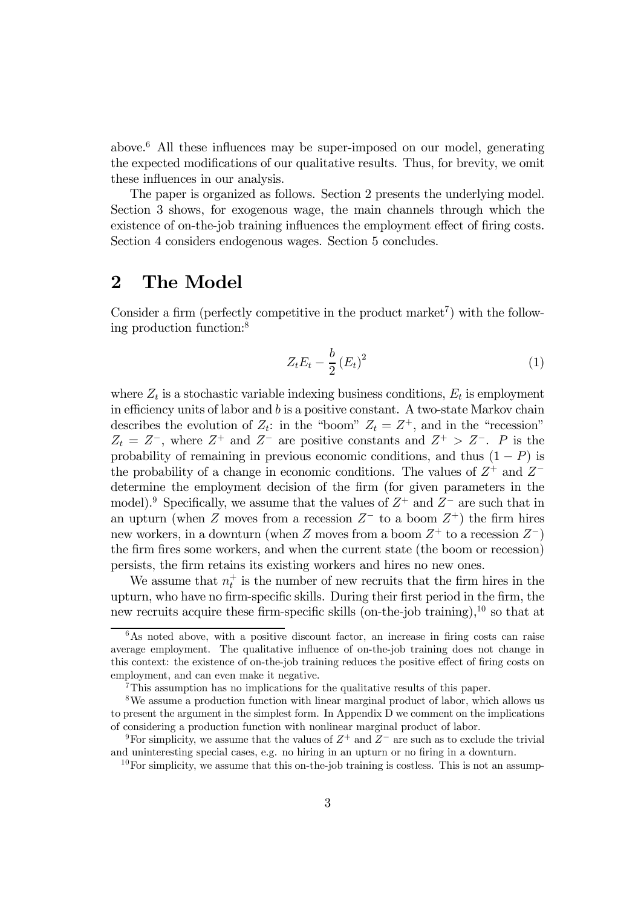above.[6] All these influences may be super-imposed on our model, generating the expected modifications of our qualitative results. Thus, for brevity, we omit these influences in our analysis.

The paper is organized as follows. Section 2 presents the underlying model. Section 3 shows, for exogenous wage, the main channels through which the existence of on-the-job training influences the employment effect of firing costs. Section 4 considers endogenous wages. Section 5 concludes.

## 2 The Model

Consider a firm (perfectly competitive in the product market[7]) with the following production function:[8]

$$Z_t E_t - \frac{b}{2} (E_t)^2 \tag{1}$$

where $Z_t$ is a stochastic variable indexing business conditions, $E_t$ is employment in efficiency units of labor and $b$ is a positive constant. A two-state Markov chain describes the evolution of $Z_t$: in the "boom" $Z_t = Z^+$, and in the "recession" $Z_t = Z^-$, where $Z^+$ and $Z^-$ are positive constants and $Z^+ > Z^-$. $P$ is the probability of remaining in previous economic conditions, and thus $(1 - P)$ is the probability of a change in economic conditions. The values of $Z^+$ and $Z^-$ determine the employment decision of the firm (for given parameters in the model).[9] Specifically, we assume that the values of $Z^+$ and $Z^-$ are such that in an upturn (when $Z$ moves from a recession $Z^-$ to a boom $Z^+$) the firm hires new workers, in a downturn (when $Z$ moves from a boom $Z^+$ to a recession $Z^-$) the firm fires some workers, and when the current state (the boom or recession) persists, the firm retains its existing workers and hires no new ones.

We assume that $n_t^+$ is the number of new recruits that the firm hires in the upturn, who have no firm-specific skills. During their first period in the firm, the new recruits acquire these firm-specific skills (on-the-job training),[10] so that at

[6] As noted above, with a positive discount factor, an increase in firing costs can raise average employment. The qualitative influence of on-the-job training does not change in this context: the existence of on-the-job training reduces the positive effect of firing costs on employment, and can even make it negative.

[7] This assumption has no implications for the qualitative results of this paper.

[8] We assume a production function with linear marginal product of labor, which allows us to present the argument in the simplest form. In Appendix D we comment on the implications of considering a production function with nonlinear marginal product of labor.

[9] For simplicity, we assume that the values of $Z^+$ and $Z^-$ are such as to exclude the trivial and uninteresting special cases, e.g. no hiring in an upturn or no firing in a downturn.

[10] For simplicity, we assume that this on-the-job training is costless. This is not an assump-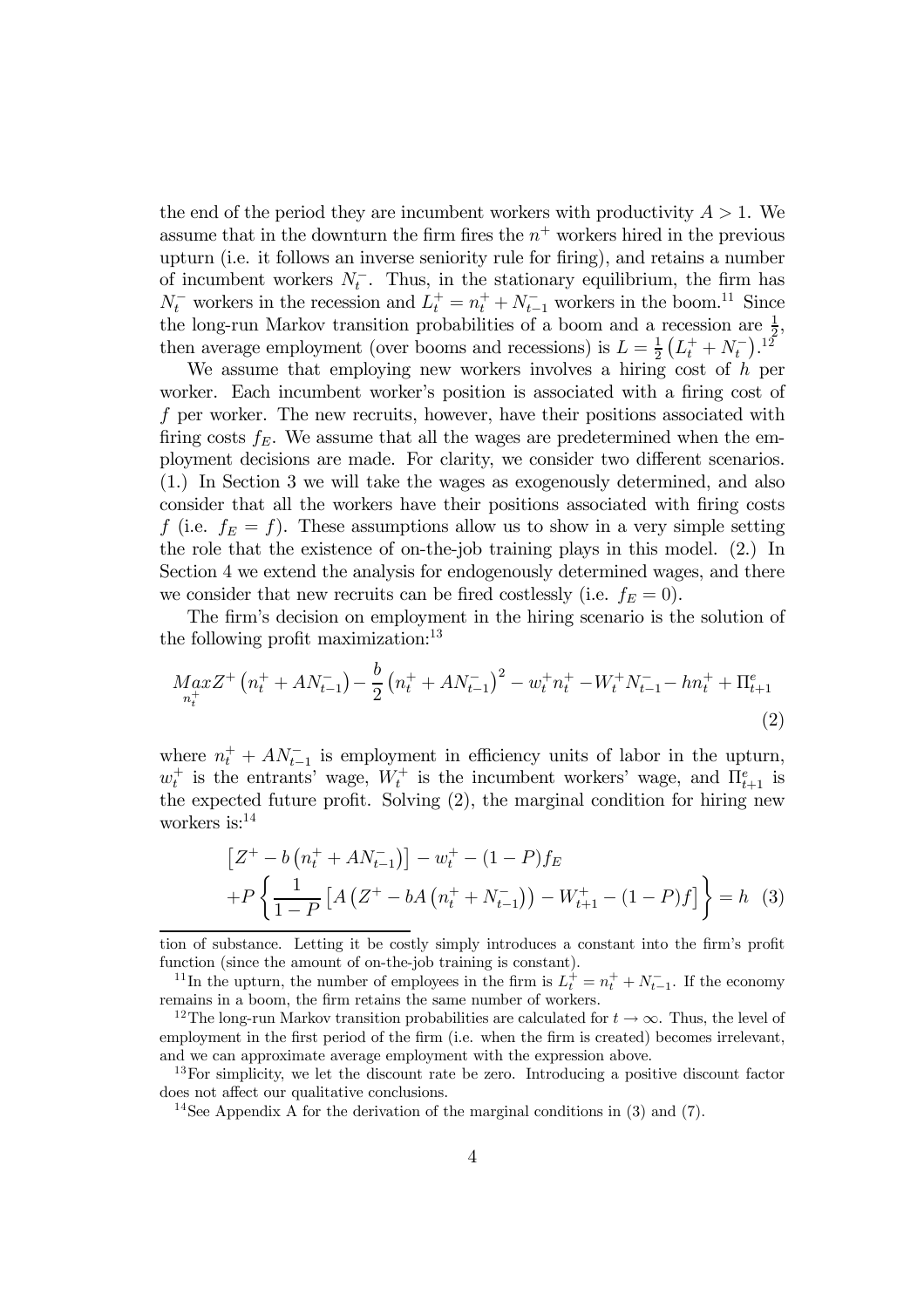the end of the period they are incumbent workers with productivity $A > 1$. We assume that in the downturn the firm fires the $n^+$ workers hired in the previous upturn (i.e. it follows an inverse seniority rule for firing), and retains a number of incumbent workers $N_t^-$. Thus, in the stationary equilibrium, the firm has $N_t^-$ workers in the recession and $L_t^+ = n_t^+ + N_{t-1}^-$ workers in the boom.[11] Since the long-run Markov transition probabilities of a boom and a recession are $\frac{1}{2}$, then average employment (over booms and recessions) is $L = \frac{1}{2}\left(L_t^+ + N_t^-\right)$.[12]

We assume that employing new workers involves a hiring cost of $h$ per worker. Each incumbent worker's position is associated with a firing cost of $f$ per worker. The new recruits, however, have their positions associated with firing costs $f_E$. We assume that all the wages are predetermined when the employment decisions are made. For clarity, we consider two different scenarios. (1.) In Section 3 we will take the wages as exogenously determined, and also consider that all the workers have their positions associated with firing costs $f$ (i.e. $f_E = f$). These assumptions allow us to show in a very simple setting the role that the existence of on-the-job training plays in this model. (2.) In Section 4 we extend the analysis for endogenously determined wages, and there we consider that new recruits can be fired costlessly (i.e. $f_E = 0$).

The firm's decision on employment in the hiring scenario is the solution of the following profit maximization:[13]

$$\underset{n_t^+}{Max} Z^+\left(n_t^+ + AN_{t-1}^-\right) - \frac{b}{2}\left(n_t^+ + AN_{t-1}^-\right)^2 - w_t^+ n_t^+ - W_t^+ N_{t-1}^- - hn_t^+ + \Pi_{t+1}^e \tag{2}$$

where $n_t^+ + AN_{t-1}^-$ is employment in efficiency units of labor in the upturn, $w_t^+$ is the entrants' wage, $W_t^+$ is the incumbent workers' wage, and $\Pi_{t+1}^e$ is the expected future profit. Solving (2), the marginal condition for hiring new workers is:[14]

$$\begin{aligned}
&\left[Z^+ - b\left(n_t^+ + AN_{t-1}^-\right)\right] - w_t^+ - (1-P)f_E \\
&+ P\left\{\frac{1}{1-P}\left[A\left(Z^+ - bA\left(n_t^+ + N_{t-1}^-\right)\right) - W_{t+1}^+ - (1-P)f\right]\right\} = h
\end{aligned} \tag{3}$$

---

tion of substance. Letting it be costly simply introduces a constant into the firm's profit function (since the amount of on-the-job training is constant).

[11] In the upturn, the number of employees in the firm is $L_t^+ = n_t^+ + N_{t-1}^-$. If the economy remains in a boom, the firm retains the same number of workers.

[12] The long-run Markov transition probabilities are calculated for $t \to \infty$. Thus, the level of employment in the first period of the firm (i.e. when the firm is created) becomes irrelevant, and we can approximate average employment with the expression above.

[13] For simplicity, we let the discount rate be zero. Introducing a positive discount factor does not affect our qualitative conclusions.

[14] See Appendix A for the derivation of the marginal conditions in (3) and (7).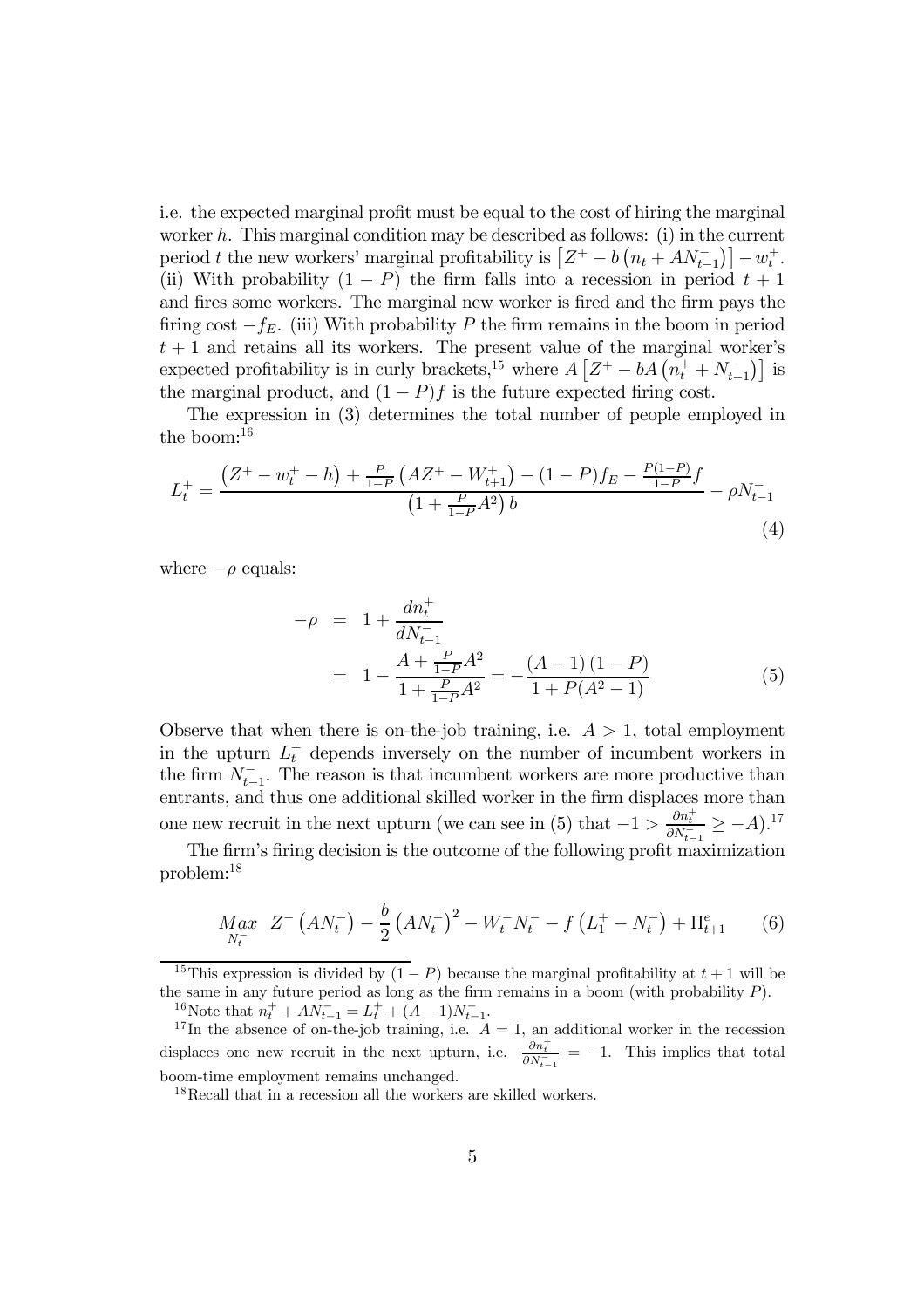i.e. the expected marginal profit must be equal to the cost of hiring the marginal worker $h$. This marginal condition may be described as follows: (i) in the current period $t$ the new workers' marginal profitability is $\left[Z^{+} - b\left(n_t + AN_{t-1}^{-}\right)\right] - w_t^{+}$. (ii) With probability $(1-P)$ the firm falls into a recession in period $t+1$ and fires some workers. The marginal new worker is fired and the firm pays the firing cost $-f_E$. (iii) With probability $P$ the firm remains in the boom in period $t+1$ and retains all its workers. The present value of the marginal worker's expected profitability is in curly brackets,[15] where $A\left[Z^{+} - bA\left(n_t^{+} + N_{t-1}^{-}\right)\right]$ is the marginal product, and $(1-P)f$ is the future expected firing cost.

The expression in (3) determines the total number of people employed in the boom:[16]

$$L_t^{+} = \frac{\left(Z^{+} - w_t^{+} - h\right) + \frac{P}{1-P}\left(AZ^{+} - W_{t+1}^{+}\right) - (1-P)f_E - \frac{P(1-P)}{1-P}f}{\left(1 + \frac{P}{1-P}A^2\right)b} - \rho N_{t-1}^{-} \tag{4}$$

where $-\rho$ equals:

$$\begin{aligned} -\rho &= 1 + \frac{dn_t^{+}}{dN_{t-1}^{-}} \\ &= 1 - \frac{A + \frac{P}{1-P}A^2}{1 + \frac{P}{1-P}A^2} = -\frac{(A-1)(1-P)}{1 + P(A^2-1)} \end{aligned} \tag{5}$$

Observe that when there is on-the-job training, i.e. $A > 1$, total employment in the upturn $L_t^{+}$ depends inversely on the number of incumbent workers in the firm $N_{t-1}^{-}$. The reason is that incumbent workers are more productive than entrants, and thus one additional skilled worker in the firm displaces more than one new recruit in the next upturn (we can see in (5) that $-1 > \frac{\partial n_t^{+}}{\partial N_{t-1}^{-}} \geq -A$).[17]

The firm's firing decision is the outcome of the following profit maximization problem:[18]

$$\underset{N_t^{-}}{Max} \quad Z^{-}\left(AN_t^{-}\right) - \frac{b}{2}\left(AN_t^{-}\right)^2 - W_t^{-}N_t^{-} - f\left(L_1^{+} - N_t^{-}\right) + \Pi_{t+1}^{e} \tag{6}$$

[15] This expression is divided by $(1-P)$ because the marginal profitability at $t+1$ will be the same in any future period as long as the firm remains in a boom (with probability $P$).

[16] Note that $n_t^{+} + AN_{t-1}^{-} = L_t^{+} + (A-1)N_{t-1}^{-}$.

[17] In the absence of on-the-job training, i.e. $A = 1$, an additional worker in the recession displaces one new recruit in the next upturn, i.e. $\frac{\partial n_t^{+}}{\partial N_{t-1}^{-}} = -1$. This implies that total boom-time employment remains unchanged.

[18] Recall that in a recession all the workers are skilled workers.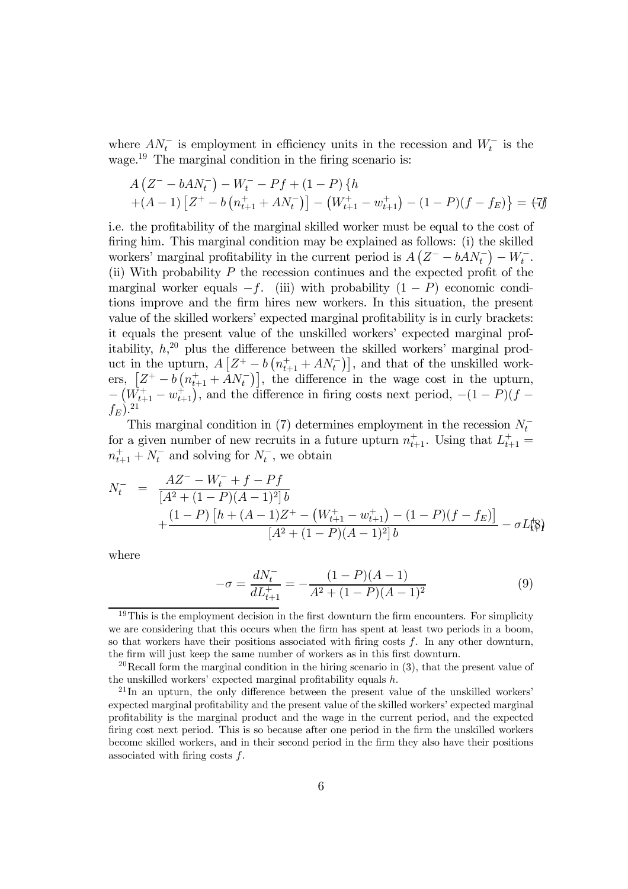where $AN_t^-$ is employment in efficiency units in the recession and $W_t^-$ is the wage.[19] The marginal condition in the firing scenario is:

$$
\begin{aligned}
& A\left(Z^- - bAN_t^-\right) - W_t^- - Pf + (1-P)\{h \\
& +(A-1)\left[Z^+ - b\left(n_{t+1}^+ + AN_t^-\right)\right] - \left(W_{t+1}^+ - w_{t+1}^+\right) - (1-P)(f - f_E)\} = 0 \qquad (7)
\end{aligned}
$$

i.e. the profitability of the marginal skilled worker must be equal to the cost of firing him. This marginal condition may be explained as follows: (i) the skilled workers' marginal profitability in the current period is $A\left(Z^- - bAN_t^-\right) - W_t^-$. (ii) With probability $P$ the recession continues and the expected profit of the marginal worker equals $-f$. (iii) with probability $(1-P)$ economic conditions improve and the firm hires new workers. In this situation, the present value of the skilled workers' expected marginal profitability is in curly brackets: it equals the present value of the unskilled workers' expected marginal profitability, $h$,[20] plus the difference between the skilled workers' marginal product in the upturn, $A\left[Z^+ - b\left(n_{t+1}^+ + AN_t^-\right)\right]$, and that of the unskilled workers, $\left[Z^+ - b\left(n_{t+1}^+ + AN_t^-\right)\right]$, the difference in the wage cost in the upturn, $-\left(W_{t+1}^+ - w_{t+1}^+\right)$, and the difference in firing costs next period, $-(1-P)(f - f_E)$.[21]

This marginal condition in (7) determines employment in the recession $N_t^-$ for a given number of new recruits in a future upturn $n_{t+1}^+$. Using that $L_{t+1}^+ = n_{t+1}^+ + N_t^-$ and solving for $N_t^-$, we obtain

$$
\begin{aligned}
N_t^- \;=\; & \frac{AZ^- - W_t^- + f - Pf}{\left[A^2 + (1-P)(A-1)^2\right]b} \\
& + \frac{(1-P)\left[h + (A-1)Z^+ - \left(W_{t+1}^+ - w_{t+1}^+\right) - (1-P)(f - f_E)\right]}{\left[A^2 + (1-P)(A-1)^2\right]b} - \sigma L_{t+1}^+ \qquad (8)
\end{aligned}
$$

where

$$
-\sigma = \frac{dN_t^-}{dL_{t+1}^+} = -\frac{(1-P)(A-1)}{A^2 + (1-P)(A-1)^2} \qquad (9)
$$

[19] This is the employment decision in the first downturn the firm encounters. For simplicity we are considering that this occurs when the firm has spent at least two periods in a boom, so that workers have their positions associated with firing costs $f$. In any other downturn, the firm will just keep the same number of workers as in this first downturn.

[20] Recall form the marginal condition in the hiring scenario in (3), that the present value of the unskilled workers' expected marginal profitability equals $h$.

[21] In an upturn, the only difference between the present value of the unskilled workers' expected marginal profitability and the present value of the skilled workers' expected marginal profitability is the marginal product and the wage in the current period, and the expected firing cost next period. This is so because after one period in the firm the unskilled workers become skilled workers, and in their second period in the firm they also have their positions associated with firing costs $f$.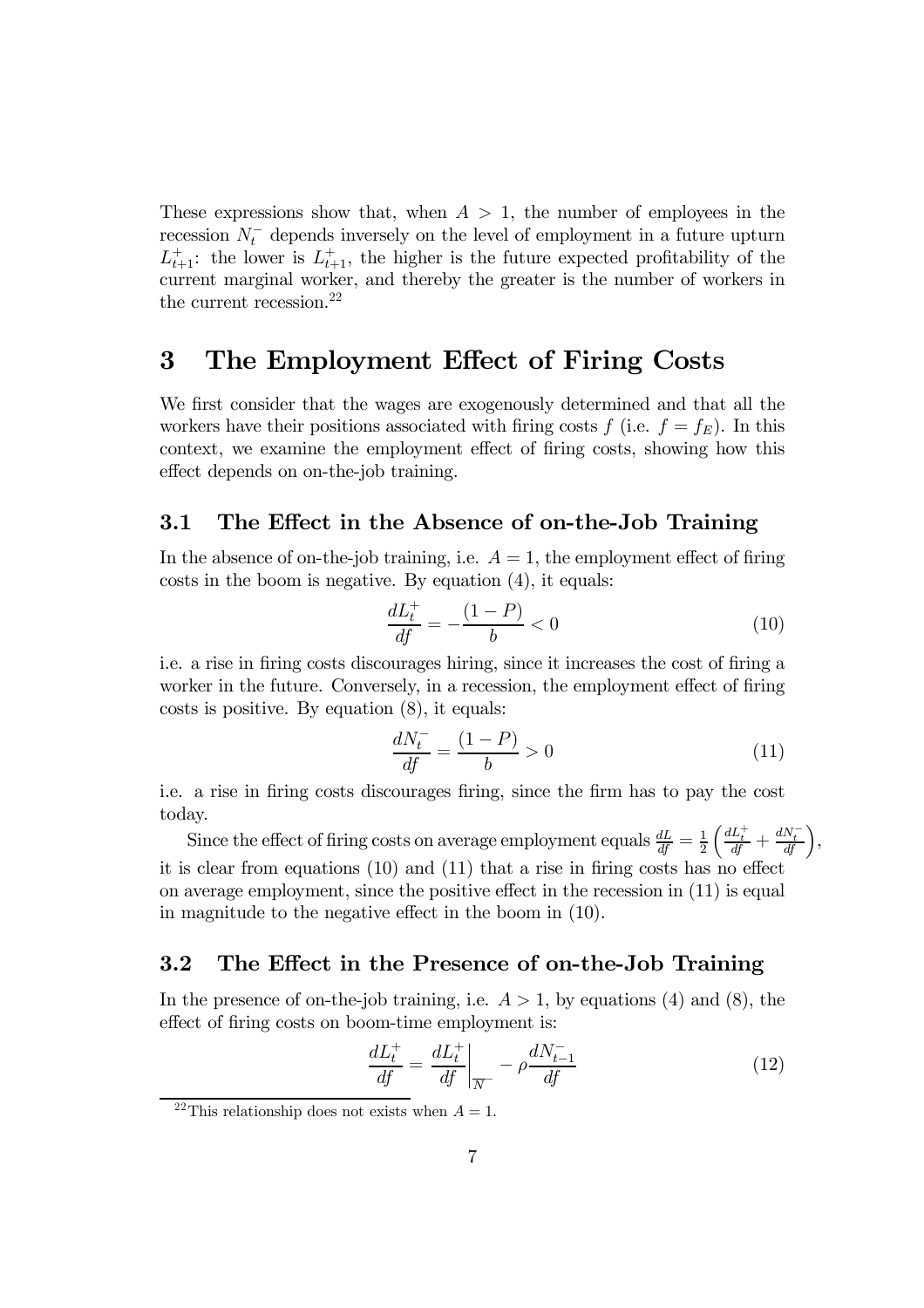These expressions show that, when $A > 1$, the number of employees in the recession $N_t^-$ depends inversely on the level of employment in a future upturn $L_{t+1}^+$: the lower is $L_{t+1}^+$, the higher is the future expected profitability of the current marginal worker, and thereby the greater is the number of workers in the current recession.[22]

# 3 The Employment Effect of Firing Costs

We first consider that the wages are exogenously determined and that all the workers have their positions associated with firing costs $f$ (i.e. $f = f_E$). In this context, we examine the employment effect of firing costs, showing how this effect depends on on-the-job training.

## 3.1 The Effect in the Absence of on-the-Job Training

In the absence of on-the-job training, i.e. $A = 1$, the employment effect of firing costs in the boom is negative. By equation (4), it equals:

$$\frac{dL_t^+}{df} = -\frac{(1-P)}{b} < 0 \tag{10}$$

i.e. a rise in firing costs discourages hiring, since it increases the cost of firing a worker in the future. Conversely, in a recession, the employment effect of firing costs is positive. By equation (8), it equals:

$$\frac{dN_t^-}{df} = \frac{(1-P)}{b} > 0 \tag{11}$$

i.e. a rise in firing costs discourages firing, since the firm has to pay the cost today.

Since the effect of firing costs on average employment equals $\frac{dL}{df} = \frac{1}{2}\left(\frac{dL_t^+}{df} + \frac{dN_t^-}{df}\right)$, it is clear from equations (10) and (11) that a rise in firing costs has no effect on average employment, since the positive effect in the recession in (11) is equal in magnitude to the negative effect in the boom in (10).

## 3.2 The Effect in the Presence of on-the-Job Training

In the presence of on-the-job training, i.e. $A > 1$, by equations (4) and (8), the effect of firing costs on boom-time employment is:

$$\frac{dL_t^+}{df} = \left.\frac{dL_t^+}{df}\right|_{\overline{N^-}} - \rho\frac{dN_{t-1}^-}{df} \tag{12}$$

[22] This relationship does not exists when $A = 1$.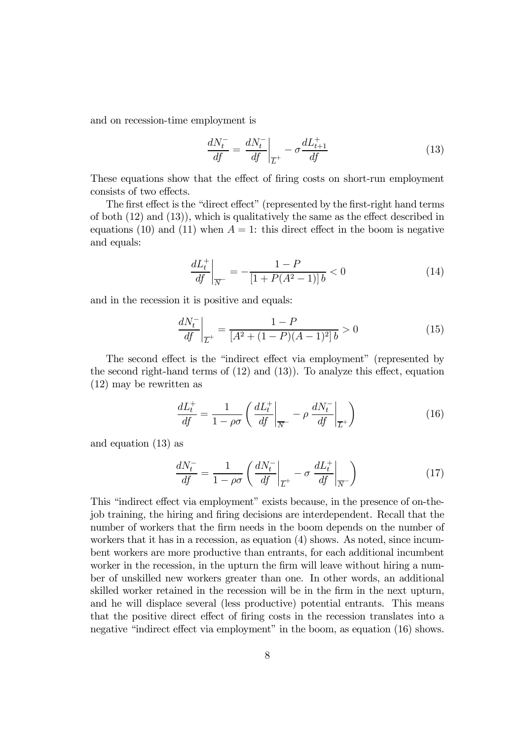and on recession-time employment is

$$\frac{dN_t^-}{df} = \left.\frac{dN_t^-}{df}\right|_{\overline{L}^+} - \sigma \frac{dL_{t+1}^+}{df} \tag{13}$$

These equations show that the effect of firing costs on short-run employment consists of two effects.

The first effect is the "direct effect" (represented by the first-right hand terms of both (12) and (13)), which is qualitatively the same as the effect described in equations (10) and (11) when $A = 1$: this direct effect in the boom is negative and equals:

$$\left.\frac{dL_t^+}{df}\right|_{\overline{N}^-} = -\frac{1-P}{\left[1 + P(A^2-1)\right] b} < 0 \tag{14}$$

and in the recession it is positive and equals:

$$\left.\frac{dN_t^-}{df}\right|_{\overline{L}^+} = \frac{1-P}{\left[A^2 + (1-P)(A-1)^2\right] b} > 0 \tag{15}$$

The second effect is the "indirect effect via employment" (represented by the second right-hand terms of (12) and (13)). To analyze this effect, equation (12) may be rewritten as

$$\frac{dL_t^+}{df} = \frac{1}{1-\rho\sigma}\left( \left.\frac{dL_t^+}{df}\right|_{\overline{N}^-} - \rho \left.\frac{dN_t^-}{df}\right|_{\overline{L}^+} \right) \tag{16}$$

and equation (13) as

$$\frac{dN_t^-}{df} = \frac{1}{1-\rho\sigma}\left( \left.\frac{dN_t^-}{df}\right|_{\overline{L}^+} - \sigma \left.\frac{dL_t^+}{df}\right|_{\overline{N}^-} \right) \tag{17}$$

This "indirect effect via employment" exists because, in the presence of on-the-job training, the hiring and firing decisions are interdependent. Recall that the number of workers that the firm needs in the boom depends on the number of workers that it has in a recession, as equation (4) shows. As noted, since incumbent workers are more productive than entrants, for each additional incumbent worker in the recession, in the upturn the firm will leave without hiring a number of unskilled new workers greater than one. In other words, an additional skilled worker retained in the recession will be in the firm in the next upturn, and he will displace several (less productive) potential entrants. This means that the positive direct effect of firing costs in the recession translates into a negative "indirect effect via employment" in the boom, as equation (16) shows.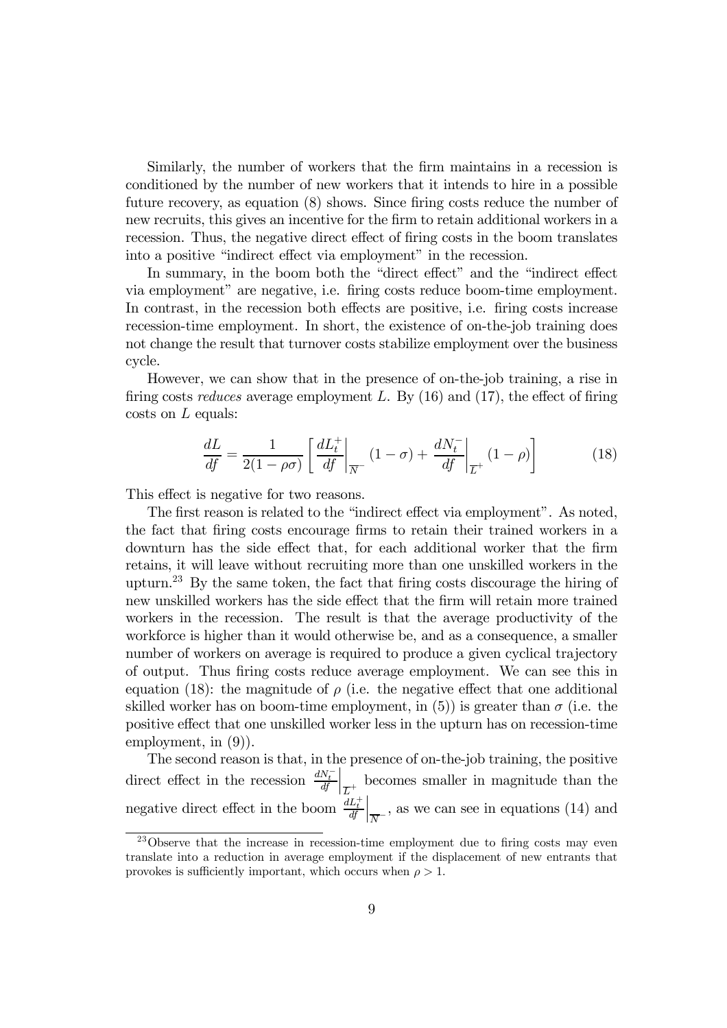Similarly, the number of workers that the firm maintains in a recession is conditioned by the number of new workers that it intends to hire in a possible future recovery, as equation (8) shows. Since firing costs reduce the number of new recruits, this gives an incentive for the firm to retain additional workers in a recession. Thus, the negative direct effect of firing costs in the boom translates into a positive "indirect effect via employment" in the recession.

In summary, in the boom both the "direct effect" and the "indirect effect via employment" are negative, i.e. firing costs reduce boom-time employment. In contrast, in the recession both effects are positive, i.e. firing costs increase recession-time employment. In short, the existence of on-the-job training does not change the result that turnover costs stabilize employment over the business cycle.

However, we can show that in the presence of on-the-job training, a rise in firing costs *reduces* average employment $L$. By (16) and (17), the effect of firing costs on $L$ equals:

$$\frac{dL}{df} = \frac{1}{2(1-\rho\sigma)}\left[\left.\frac{dL_t^+}{df}\right|_{\overline{N}^-}(1-\sigma) + \left.\frac{dN_t^-}{df}\right|_{\overline{L}^+}(1-\rho)\right] \tag{18}$$

This effect is negative for two reasons.

The first reason is related to the "indirect effect via employment". As noted, the fact that firing costs encourage firms to retain their trained workers in a downturn has the side effect that, for each additional worker that the firm retains, it will leave without recruiting more than one unskilled workers in the upturn.[23] By the same token, the fact that firing costs discourage the hiring of new unskilled workers has the side effect that the firm will retain more trained workers in the recession. The result is that the average productivity of the workforce is higher than it would otherwise be, and as a consequence, a smaller number of workers on average is required to produce a given cyclical trajectory of output. Thus firing costs reduce average employment. We can see this in equation (18): the magnitude of $\rho$ (i.e. the negative effect that one additional skilled worker has on boom-time employment, in (5)) is greater than $\sigma$ (i.e. the positive effect that one unskilled worker less in the upturn has on recession-time employment, in (9)).

The second reason is that, in the presence of on-the-job training, the positive direct effect in the recession $\left.\frac{dN_t^-}{df}\right|_{\overline{L}^+}$ becomes smaller in magnitude than the negative direct effect in the boom $\left.\frac{dL_t^+}{df}\right|_{\overline{N}^-}$, as we can see in equations (14) and

[23] Observe that the increase in recession-time employment due to firing costs may even translate into a reduction in average employment if the displacement of new entrants that provokes is sufficiently important, which occurs when $\rho > 1$.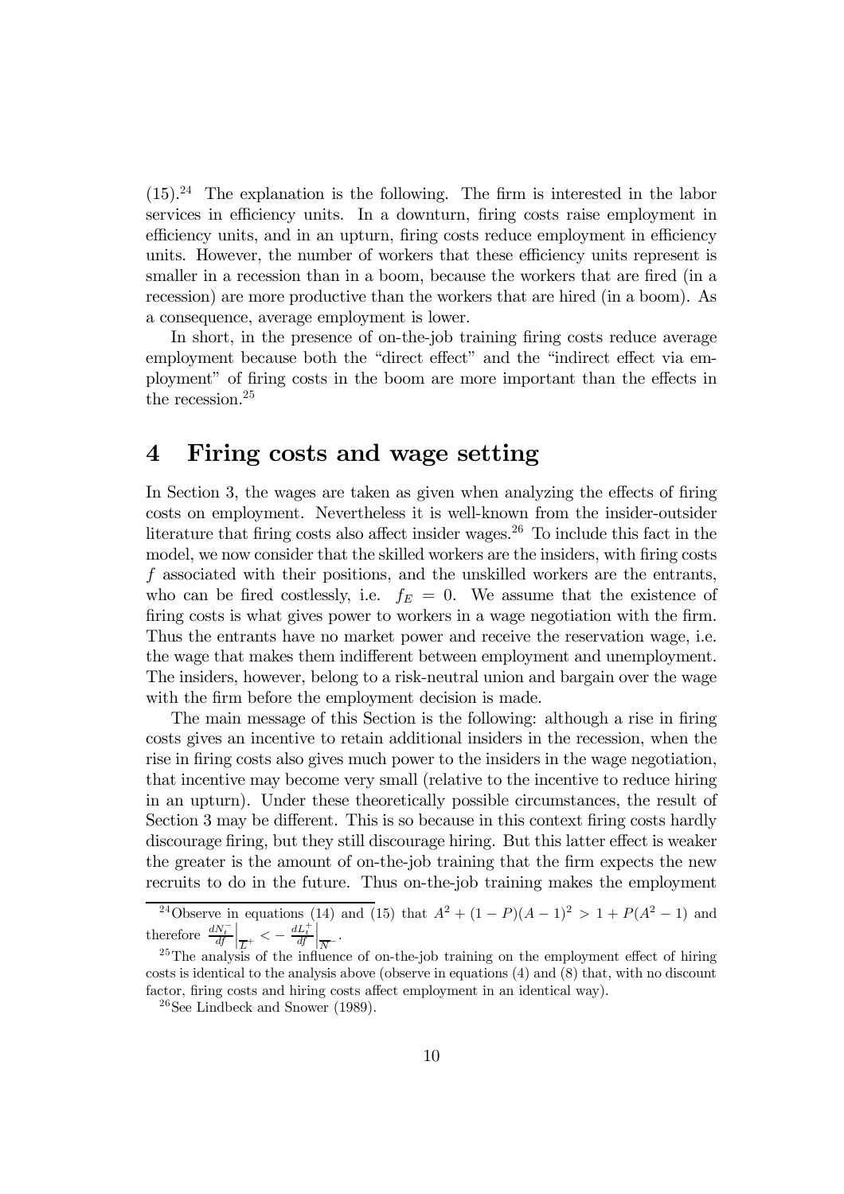(15).[24] The explanation is the following. The firm is interested in the labor services in efficiency units. In a downturn, firing costs raise employment in efficiency units, and in an upturn, firing costs reduce employment in efficiency units. However, the number of workers that these efficiency units represent is smaller in a recession than in a boom, because the workers that are fired (in a recession) are more productive than the workers that are hired (in a boom). As a consequence, average employment is lower.

In short, in the presence of on-the-job training firing costs reduce average employment because both the "direct effect" and the "indirect effect via employment" of firing costs in the boom are more important than the effects in the recession.[25]

# 4 Firing costs and wage setting

In Section 3, the wages are taken as given when analyzing the effects of firing costs on employment. Nevertheless it is well-known from the insider-outsider literature that firing costs also affect insider wages.[26] To include this fact in the model, we now consider that the skilled workers are the insiders, with firing costs $f$ associated with their positions, and the unskilled workers are the entrants, who can be fired costlessly, i.e. $f_E = 0$. We assume that the existence of firing costs is what gives power to workers in a wage negotiation with the firm. Thus the entrants have no market power and receive the reservation wage, i.e. the wage that makes them indifferent between employment and unemployment. The insiders, however, belong to a risk-neutral union and bargain over the wage with the firm before the employment decision is made.

The main message of this Section is the following: although a rise in firing costs gives an incentive to retain additional insiders in the recession, when the rise in firing costs also gives much power to the insiders in the wage negotiation, that incentive may become very small (relative to the incentive to reduce hiring in an upturn). Under these theoretically possible circumstances, the result of Section 3 may be different. This is so because in this context firing costs hardly discourage firing, but they still discourage hiring. But this latter effect is weaker the greater is the amount of on-the-job training that the firm expects the new recruits to do in the future. Thus on-the-job training makes the employment

[24] Observe in equations (14) and (15) that $A^2 + (1-P)(A-1)^2 > 1 + P(A^2 - 1)$ and therefore $\left.\frac{dN_t^-}{df}\right|_{\overline{L}^+} < -\left.\frac{dL_t^+}{df}\right|_{\overline{N}^-}$.

[25] The analysis of the influence of on-the-job training on the employment effect of hiring costs is identical to the analysis above (observe in equations (4) and (8) that, with no discount factor, firing costs and hiring costs affect employment in an identical way).

[26] See Lindbeck and Snower (1989).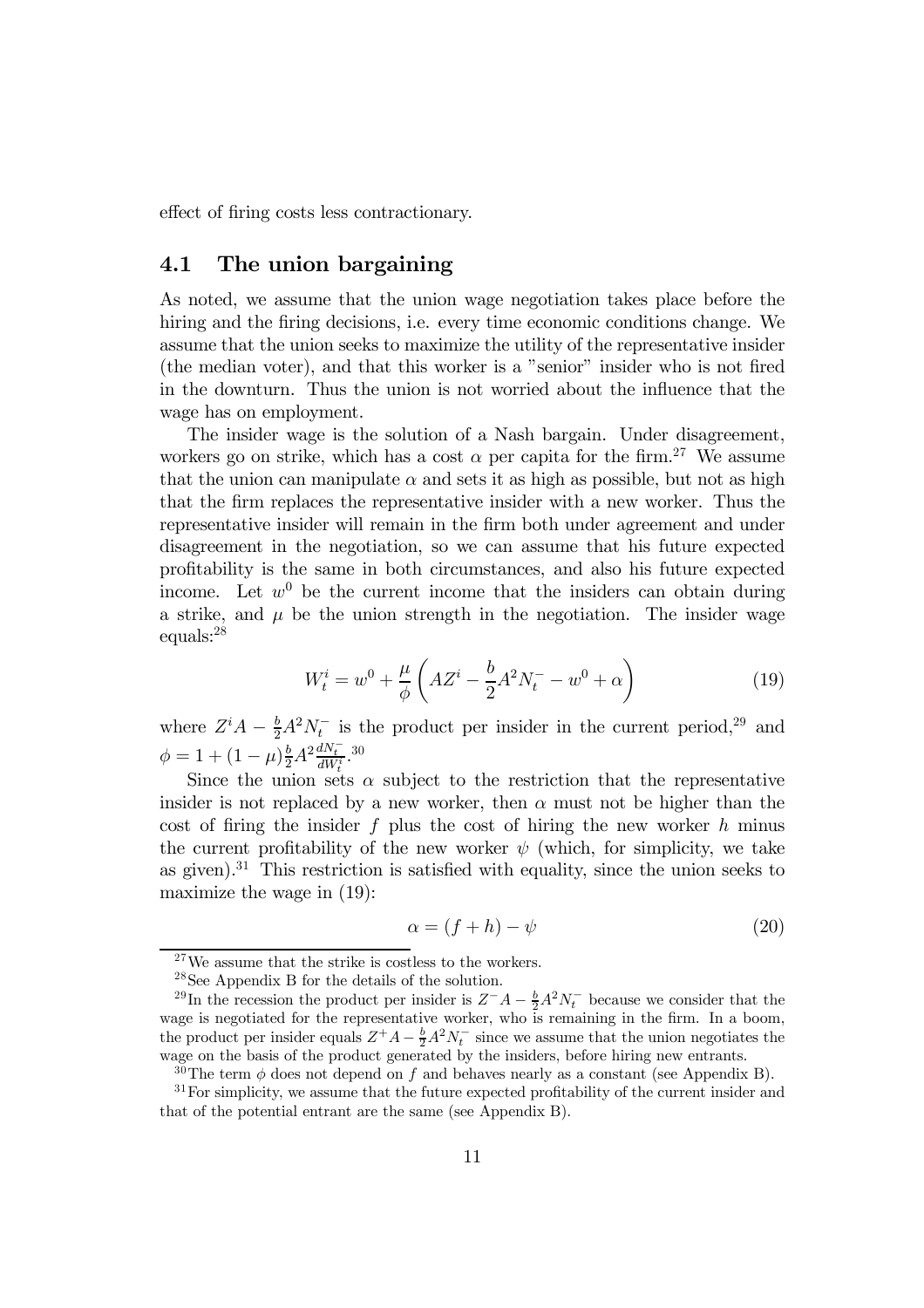effect of firing costs less contractionary.

## 4.1 The union bargaining

As noted, we assume that the union wage negotiation takes place before the hiring and the firing decisions, i.e. every time economic conditions change. We assume that the union seeks to maximize the utility of the representative insider (the median voter), and that this worker is a "senior" insider who is not fired in the downturn. Thus the union is not worried about the influence that the wage has on employment.

The insider wage is the solution of a Nash bargain. Under disagreement, workers go on strike, which has a cost $\alpha$ per capita for the firm.[27] We assume that the union can manipulate $\alpha$ and sets it as high as possible, but not as high that the firm replaces the representative insider with a new worker. Thus the representative insider will remain in the firm both under agreement and under disagreement in the negotiation, so we can assume that his future expected profitability is the same in both circumstances, and also his future expected income. Let $w^0$ be the current income that the insiders can obtain during a strike, and $\mu$ be the union strength in the negotiation. The insider wage equals:[28]

$$W_t^i = w^0 + \frac{\mu}{\phi}\left(AZ^i - \frac{b}{2}A^2 N_t^- - w^0 + \alpha\right) \tag{19}$$

where $Z^i A - \frac{b}{2}A^2 N_t^-$ is the product per insider in the current period,[29] and $\phi = 1 + (1-\mu)\frac{b}{2}A^2 \frac{dN_t^-}{dW_t^i}$.[30]

Since the union sets $\alpha$ subject to the restriction that the representative insider is not replaced by a new worker, then $\alpha$ must not be higher than the cost of firing the insider $f$ plus the cost of hiring the new worker $h$ minus the current profitability of the new worker $\psi$ (which, for simplicity, we take as given).[31] This restriction is satisfied with equality, since the union seeks to maximize the wage in (19):

$$\alpha = (f + h) - \psi \tag{20}$$

[27] We assume that the strike is costless to the workers.

[28] See Appendix B for the details of the solution.

[29] In the recession the product per insider is $Z^- A - \frac{b}{2}A^2 N_t^-$ because we consider that the wage is negotiated for the representative worker, who is remaining in the firm. In a boom, the product per insider equals $Z^+ A - \frac{b}{2}A^2 N_t^-$ since we assume that the union negotiates the wage on the basis of the product generated by the insiders, before hiring new entrants.

[30] The term $\phi$ does not depend on $f$ and behaves nearly as a constant (see Appendix B).

[31] For simplicity, we assume that the future expected profitability of the current insider and that of the potential entrant are the same (see Appendix B).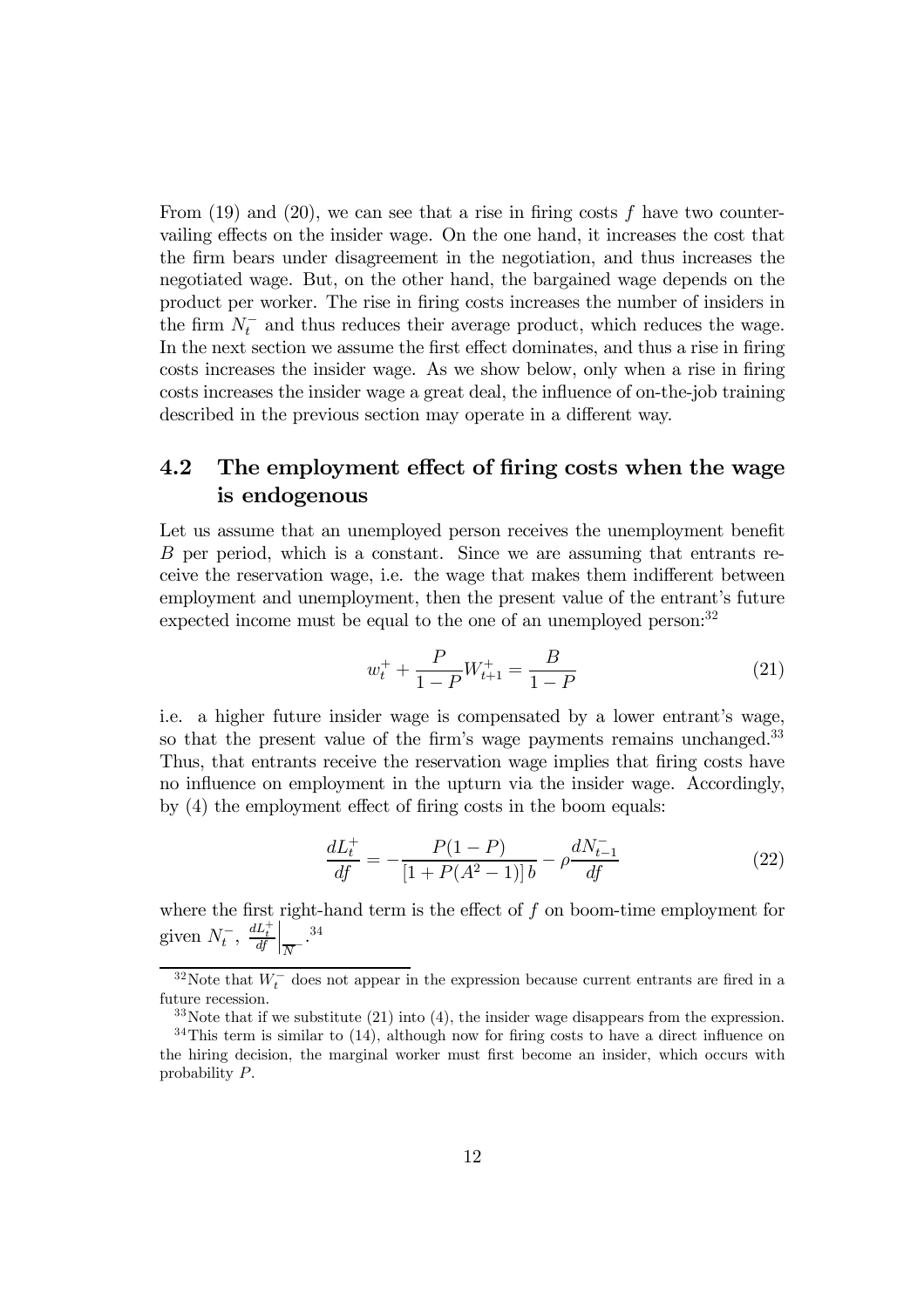From (19) and (20), we can see that a rise in firing costs $f$ have two countervailing effects on the insider wage. On the one hand, it increases the cost that the firm bears under disagreement in the negotiation, and thus increases the negotiated wage. But, on the other hand, the bargained wage depends on the product per worker. The rise in firing costs increases the number of insiders in the firm $N_t^-$ and thus reduces their average product, which reduces the wage. In the next section we assume the first effect dominates, and thus a rise in firing costs increases the insider wage. As we show below, only when a rise in firing costs increases the insider wage a great deal, the influence of on-the-job training described in the previous section may operate in a different way.

## 4.2 The employment effect of firing costs when the wage is endogenous

Let us assume that an unemployed person receives the unemployment benefit $B$ per period, which is a constant. Since we are assuming that entrants receive the reservation wage, i.e. the wage that makes them indifferent between employment and unemployment, then the present value of the entrant's future expected income must be equal to the one of an unemployed person:[32]

$$w_t^+ + \frac{P}{1-P}W_{t+1}^+ = \frac{B}{1-P} \tag{21}$$

i.e. a higher future insider wage is compensated by a lower entrant's wage, so that the present value of the firm's wage payments remains unchanged.[33] Thus, that entrants receive the reservation wage implies that firing costs have no influence on employment in the upturn via the insider wage. Accordingly, by (4) the employment effect of firing costs in the boom equals:

$$\frac{dL_t^+}{df} = -\frac{P(1-P)}{[1+P(A^2-1)]\,b} - \rho\frac{dN_{t-1}^-}{df} \tag{22}$$

where the first right-hand term is the effect of $f$ on boom-time employment for given $N_t^-$, $\left.\frac{dL_t^+}{df}\right|_{\overline{N^-}}$.[34]

---

[32] Note that $W_t^-$ does not appear in the expression because current entrants are fired in a future recession.

[33] Note that if we substitute (21) into (4), the insider wage disappears from the expression.

[34] This term is similar to (14), although now for firing costs to have a direct influence on the hiring decision, the marginal worker must first become an insider, which occurs with probability $P$.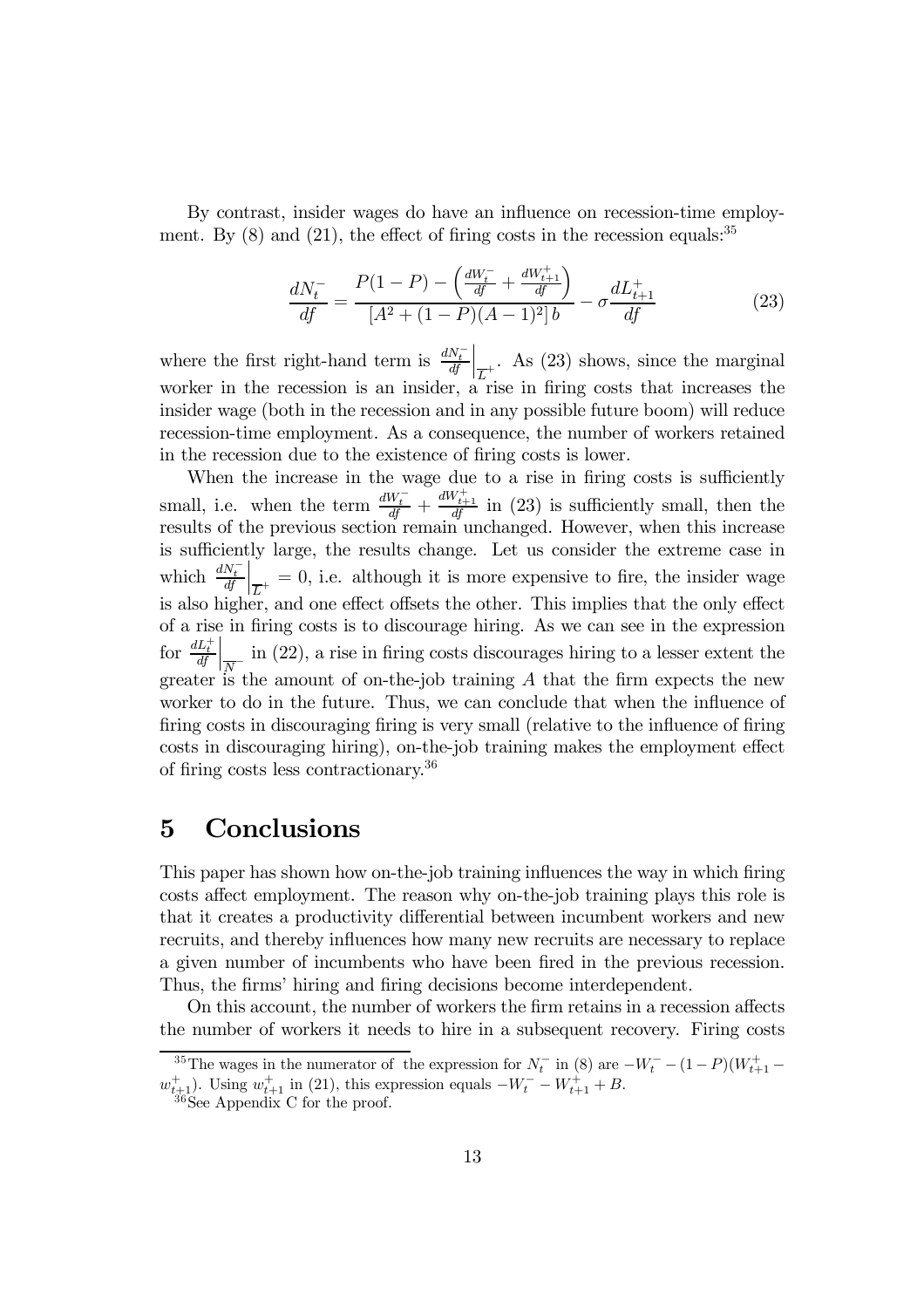By contrast, insider wages do have an influence on recession-time employment. By (8) and (21), the effect of firing costs in the recession equals:[35]

$$\frac{dN_t^-}{df} = \frac{P(1-P) - \left(\frac{dW_t^-}{df} + \frac{dW_{t+1}^+}{df}\right)}{\left[A^2 + (1-P)(A-1)^2\right]b} - \sigma \frac{dL_{t+1}^+}{df} \tag{23}$$

where the first right-hand term is $\left.\frac{dN_t^-}{df}\right|_{\overline{L}^+}$. As (23) shows, since the marginal worker in the recession is an insider, a rise in firing costs that increases the insider wage (both in the recession and in any possible future boom) will reduce recession-time employment. As a consequence, the number of workers retained in the recession due to the existence of firing costs is lower.

When the increase in the wage due to a rise in firing costs is sufficiently small, i.e. when the term $\frac{dW_t^-}{df} + \frac{dW_{t+1}^+}{df}$ in (23) is sufficiently small, then the results of the previous section remain unchanged. However, when this increase is sufficiently large, the results change. Let us consider the extreme case in which $\left.\frac{dN_t^-}{df}\right|_{\overline{L}^+} = 0$, i.e. although it is more expensive to fire, the insider wage is also higher, and one effect offsets the other. This implies that the only effect of a rise in firing costs is to discourage hiring. As we can see in the expression for $\left.\frac{dL_t^+}{df}\right|_{\overline{N}^-}$ in (22), a rise in firing costs discourages hiring to a lesser extent the greater is the amount of on-the-job training $A$ that the firm expects the new worker to do in the future. Thus, we can conclude that when the influence of firing costs in discouraging firing is very small (relative to the influence of firing costs in discouraging hiring), on-the-job training makes the employment effect of firing costs less contractionary.[36]

# 5 Conclusions

This paper has shown how on-the-job training influences the way in which firing costs affect employment. The reason why on-the-job training plays this role is that it creates a productivity differential between incumbent workers and new recruits, and thereby influences how many new recruits are necessary to replace a given number of incumbents who have been fired in the previous recession. Thus, the firms' hiring and firing decisions become interdependent.

On this account, the number of workers the firm retains in a recession affects the number of workers it needs to hire in a subsequent recovery. Firing costs

[35] The wages in the numerator of the expression for $N_t^-$ in (8) are $-W_t^- - (1-P)(W_{t+1}^+ - w_{t+1}^+)$. Using $w_{t+1}^+$ in (21), this expression equals $-W_t^- - W_{t+1}^+ + B$.

[36] See Appendix C for the proof.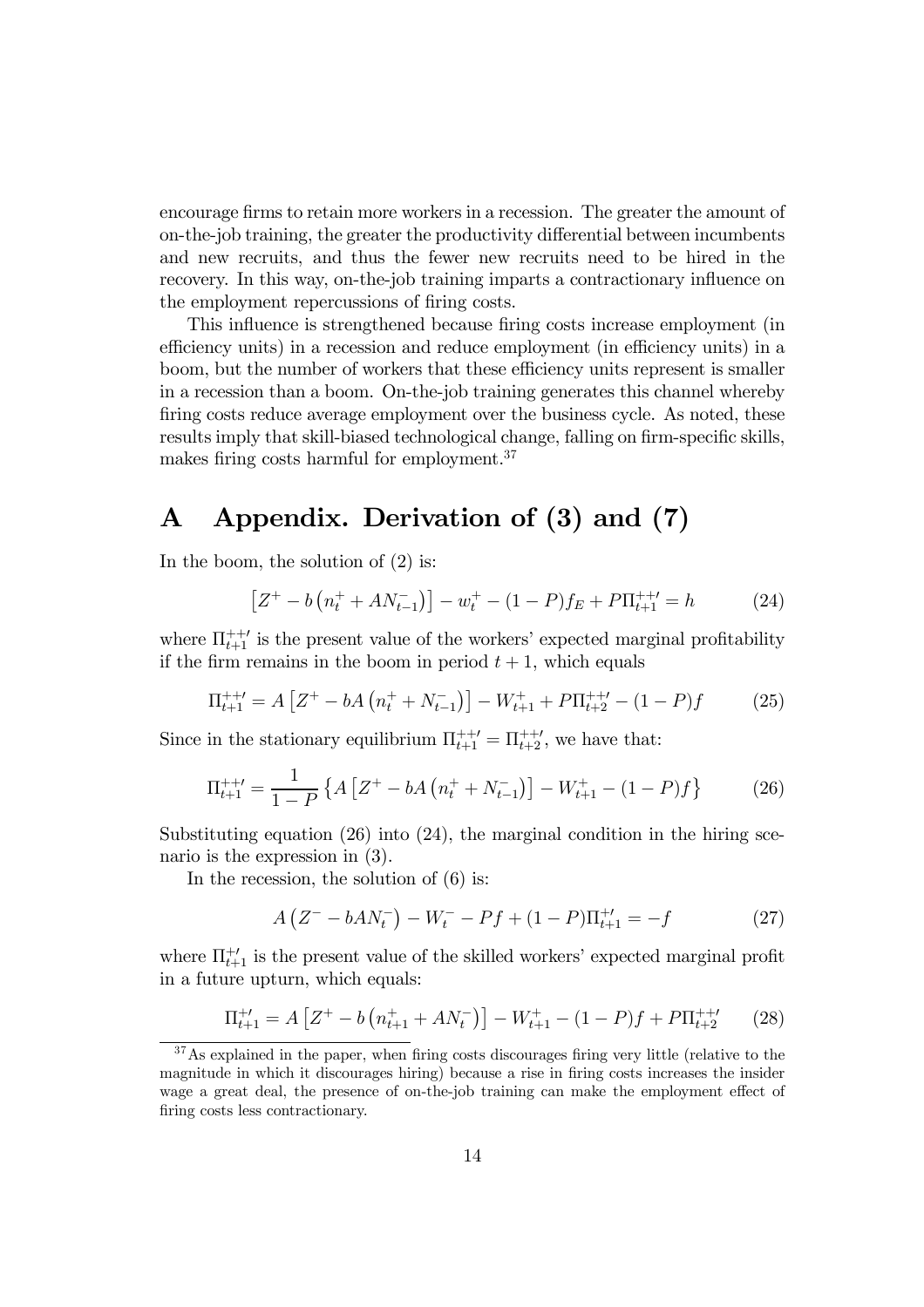encourage firms to retain more workers in a recession. The greater the amount of on-the-job training, the greater the productivity differential between incumbents and new recruits, and thus the fewer new recruits need to be hired in the recovery. In this way, on-the-job training imparts a contractionary influence on the employment repercussions of firing costs.

This influence is strengthened because firing costs increase employment (in efficiency units) in a recession and reduce employment (in efficiency units) in a boom, but the number of workers that these efficiency units represent is smaller in a recession than a boom. On-the-job training generates this channel whereby firing costs reduce average employment over the business cycle. As noted, these results imply that skill-biased technological change, falling on firm-specific skills, makes firing costs harmful for employment.[37]

# A Appendix. Derivation of (3) and (7)

In the boom, the solution of (2) is:

$$\left[Z^{+} - b\left(n_t^{+} + AN_{t-1}^{-}\right)\right] - w_t^{+} - (1-P)f_E + P\Pi_{t+1}^{++\prime} = h \tag{24}$$

where $\Pi_{t+1}^{++\prime}$ is the present value of the workers' expected marginal profitability if the firm remains in the boom in period $t+1$, which equals

$$\Pi_{t+1}^{++\prime} = A\left[Z^{+} - bA\left(n_t^{+} + N_{t-1}^{-}\right)\right] - W_{t+1}^{+} + P\Pi_{t+2}^{++\prime} - (1-P)f \tag{25}$$

Since in the stationary equilibrium $\Pi_{t+1}^{++\prime} = \Pi_{t+2}^{++\prime}$, we have that:

$$\Pi_{t+1}^{++\prime} = \frac{1}{1-P}\left\{A\left[Z^{+} - bA\left(n_t^{+} + N_{t-1}^{-}\right)\right] - W_{t+1}^{+} - (1-P)f\right\} \tag{26}$$

Substituting equation (26) into (24), the marginal condition in the hiring scenario is the expression in (3).

In the recession, the solution of (6) is:

$$A\left(Z^{-} - bAN_t^{-}\right) - W_t^{-} - Pf + (1-P)\Pi_{t+1}^{+\prime} = -f \tag{27}$$

where $\Pi_{t+1}^{+\prime}$ is the present value of the skilled workers' expected marginal profit in a future upturn, which equals:

$$\Pi_{t+1}^{+\prime} = A\left[Z^{+} - b\left(n_{t+1}^{+} + AN_t^{-}\right)\right] - W_{t+1}^{+} - (1-P)f + P\Pi_{t+2}^{++\prime} \tag{28}$$

[37] As explained in the paper, when firing costs discourages firing very little (relative to the magnitude in which it discourages hiring) because a rise in firing costs increases the insider wage a great deal, the presence of on-the-job training can make the employment effect of firing costs less contractionary.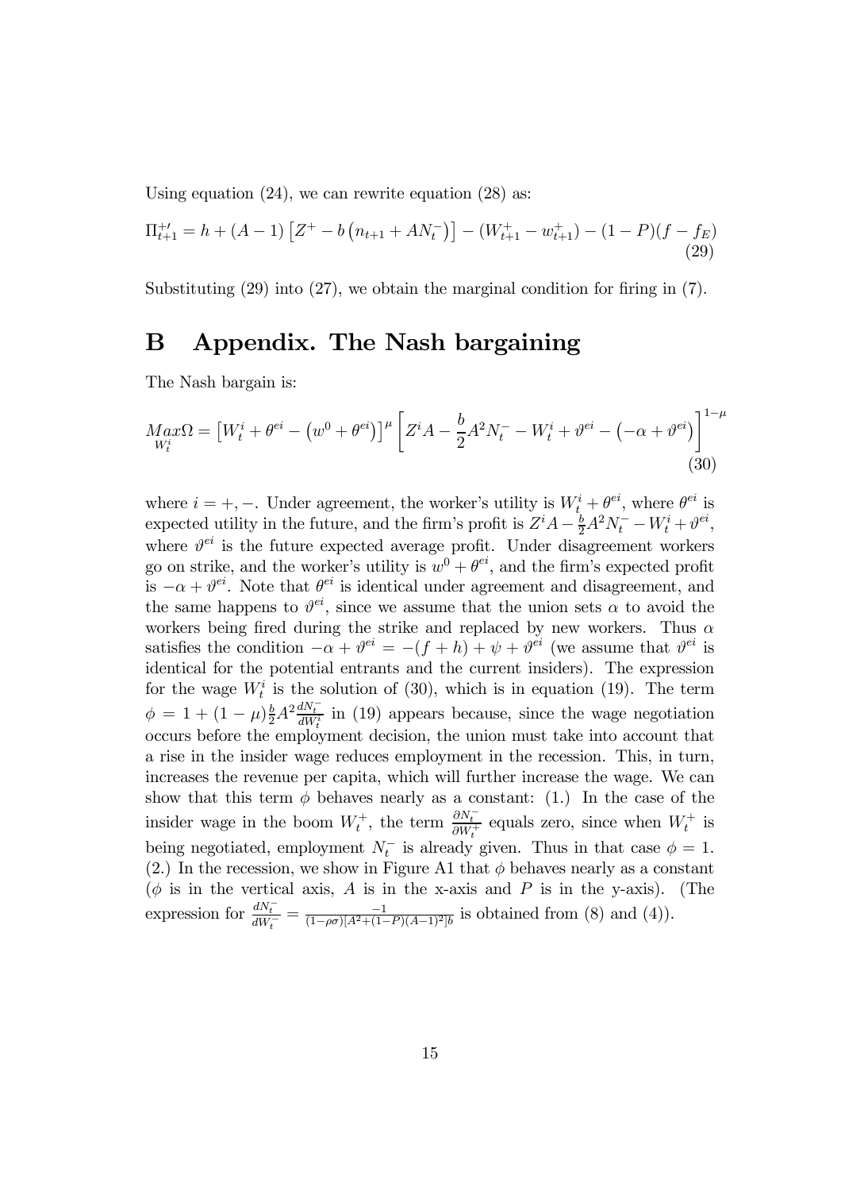Using equation (24), we can rewrite equation (28) as:

$$\Pi_{t+1}^{+\prime} = h + (A-1)\left[Z^{+} - b\left(n_{t+1} + AN_t^{-}\right)\right] - (W_{t+1}^{+} - w_{t+1}^{+}) - (1-P)(f - f_E) \tag{29}$$

Substituting (29) into (27), we obtain the marginal condition for firing in (7).

# B Appendix. The Nash bargaining

The Nash bargain is:

$$\underset{W_t^i}{Max}\Omega = \left[W_t^i + \theta^{ei} - \left(w^0 + \theta^{ei}\right)\right]^{\mu}\left[Z^i A - \frac{b}{2}A^2 N_t^{-} - W_t^i + \vartheta^{ei} - \left(-\alpha + \vartheta^{ei}\right)\right]^{1-\mu} \tag{30}$$

where $i = +, -$. Under agreement, the worker's utility is $W_t^i + \theta^{ei}$, where $\theta^{ei}$ is expected utility in the future, and the firm's profit is $Z^i A - \frac{b}{2}A^2 N_t^{-} - W_t^i + \vartheta^{ei}$, where $\vartheta^{ei}$ is the future expected average profit. Under disagreement workers go on strike, and the worker's utility is $w^0 + \theta^{ei}$, and the firm's expected profit is $-\alpha + \vartheta^{ei}$. Note that $\theta^{ei}$ is identical under agreement and disagreement, and the same happens to $\vartheta^{ei}$, since we assume that the union sets $\alpha$ to avoid the workers being fired during the strike and replaced by new workers. Thus $\alpha$ satisfies the condition $-\alpha + \vartheta^{ei} = -(f+h) + \psi + \vartheta^{ei}$ (we assume that $\vartheta^{ei}$ is identical for the potential entrants and the current insiders). The expression for the wage $W_t^i$ is the solution of (30), which is in equation (19). The term $\phi = 1 + (1-\mu)\frac{b}{2}A^2 \frac{dN_t^{-}}{dW_t^i}$ in (19) appears because, since the wage negotiation occurs before the employment decision, the union must take into account that a rise in the insider wage reduces employment in the recession. This, in turn, increases the revenue per capita, which will further increase the wage. We can show that this term $\phi$ behaves nearly as a constant: (1.) In the case of the insider wage in the boom $W_t^{+}$, the term $\frac{\partial N_t^{-}}{\partial W_t^{+}}$ equals zero, since when $W_t^{+}$ is being negotiated, employment $N_t^{-}$ is already given. Thus in that case $\phi = 1$. (2.) In the recession, we show in Figure A1 that $\phi$ behaves nearly as a constant ($\phi$ is in the vertical axis, $A$ is in the x-axis and $P$ is in the y-axis). (The expression for $\frac{dN_t^{-}}{dW_t^{-}} = \frac{-1}{(1-\rho\sigma)[A^2 + (1-P)(A-1)^2]b}$ is obtained from (8) and (4)).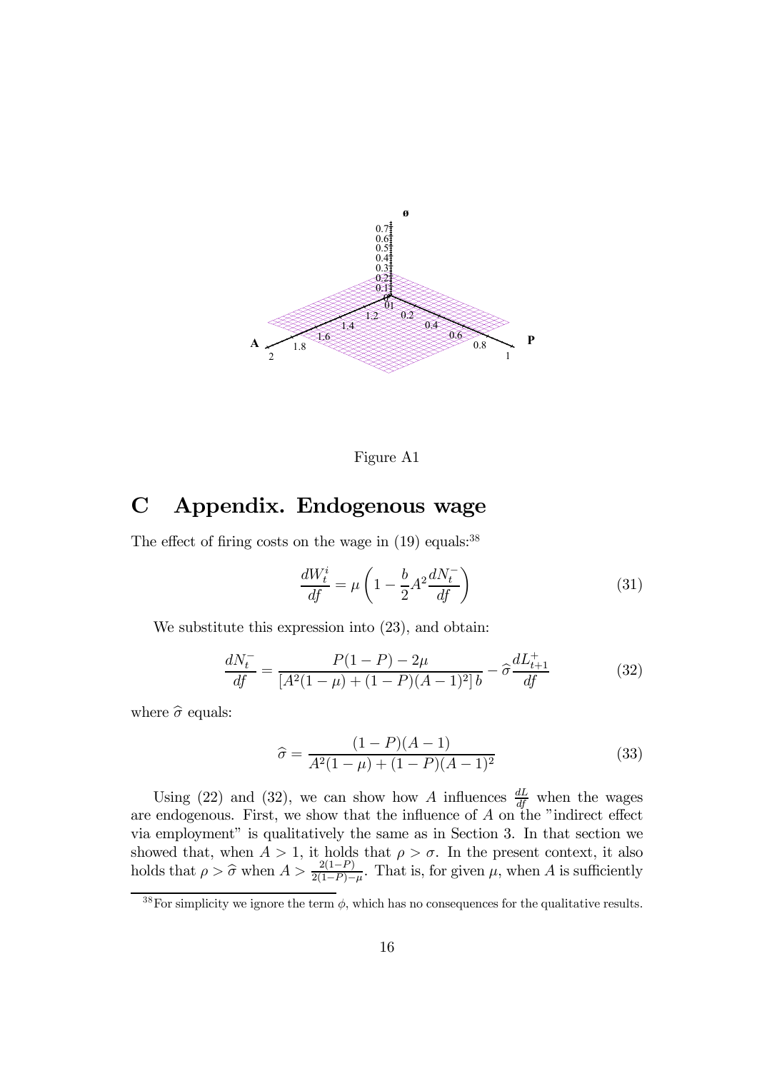Figure A1

## C Appendix. Endogenous wage

The effect of firing costs on the wage in (19) equals:[38]

$$\frac{dW_t^i}{df} = \mu \left(1 - \frac{b}{2} A^2 \frac{dN_t^-}{df}\right) \tag{31}$$

We substitute this expression into (23), and obtain:

$$\frac{dN_t^-}{df} = \frac{P(1-P) - 2\mu}{\left[A^2(1-\mu) + (1-P)(A-1)^2\right] b} - \widehat{\sigma} \frac{dL_{t+1}^+}{df} \tag{32}$$

where $\widehat{\sigma}$ equals:

$$\widehat{\sigma} = \frac{(1-P)(A-1)}{A^2(1-\mu) + (1-P)(A-1)^2} \tag{33}$$

Using (22) and (32), we can show how $A$ influences $\frac{dL}{df}$ when the wages are endogenous. First, we show that the influence of $A$ on the "indirect effect via employment" is qualitatively the same as in Section 3. In that section we showed that, when $A > 1$, it holds that $\rho > \sigma$. In the present context, it also holds that $\rho > \widehat{\sigma}$ when $A > \frac{2(1-P)}{2(1-P)-\mu}$. That is, for given $\mu$, when $A$ is sufficiently

[38] For simplicity we ignore the term $\phi$, which has no consequences for the qualitative results.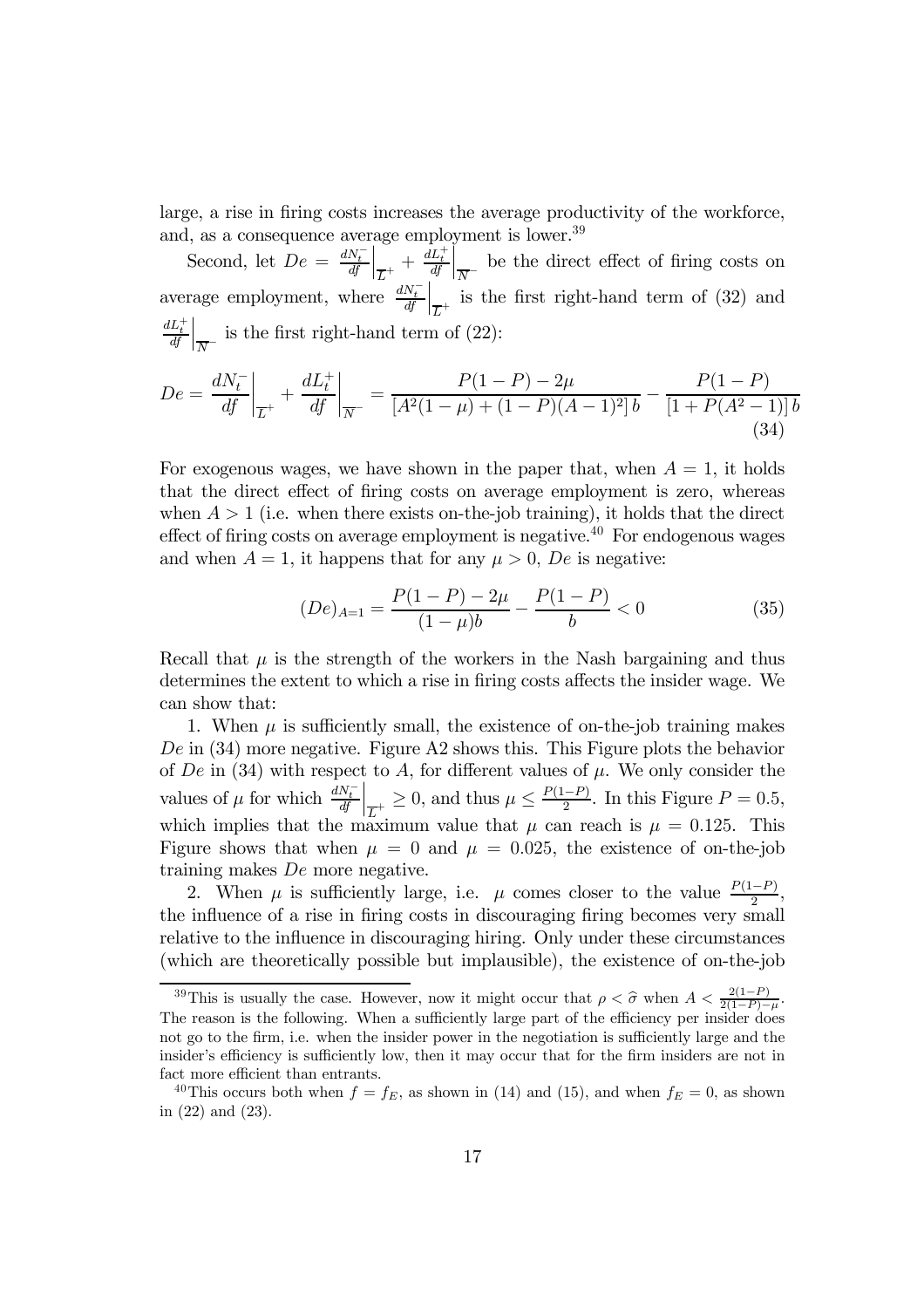large, a rise in firing costs increases the average productivity of the workforce, and, as a consequence average employment is lower.[39]

Second, let $De = \left.\frac{dN_t^-}{df}\right|_{\overline{L}^+} + \left.\frac{dL_t^+}{df}\right|_{\overline{N}^-}$ be the direct effect of firing costs on average employment, where $\left.\frac{dN_t^-}{df}\right|_{\overline{L}^+}$ is the first right-hand term of (32) and $\left.\frac{dL_t^+}{df}\right|_{\overline{N}^-}$ is the first right-hand term of (22):

$$De = \left.\frac{dN_t^-}{df}\right|_{\overline{L}^+} + \left.\frac{dL_t^+}{df}\right|_{\overline{N}^-} = \frac{P(1-P)-2\mu}{\left[A^2(1-\mu)+(1-P)(A-1)^2\right]b} - \frac{P(1-P)}{\left[1+P(A^2-1)\right]b} \tag{34}$$

For exogenous wages, we have shown in the paper that, when $A = 1$, it holds that the direct effect of firing costs on average employment is zero, whereas when $A > 1$ (i.e. when there exists on-the-job training), it holds that the direct effect of firing costs on average employment is negative.[40] For endogenous wages and when $A = 1$, it happens that for any $\mu > 0$, $De$ is negative:

$$(De)_{A=1} = \frac{P(1-P)-2\mu}{(1-\mu)b} - \frac{P(1-P)}{b} < 0 \tag{35}$$

Recall that $\mu$ is the strength of the workers in the Nash bargaining and thus determines the extent to which a rise in firing costs affects the insider wage. We can show that:

1. When $\mu$ is sufficiently small, the existence of on-the-job training makes $De$ in (34) more negative. Figure A2 shows this. This Figure plots the behavior of $De$ in (34) with respect to $A$, for different values of $\mu$. We only consider the values of $\mu$ for which $\left.\frac{dN_t^-}{df}\right|_{\overline{L}^+} \geq 0$, and thus $\mu \leq \frac{P(1-P)}{2}$. In this Figure $P = 0.5$, which implies that the maximum value that $\mu$ can reach is $\mu = 0.125$. This Figure shows that when $\mu = 0$ and $\mu = 0.025$, the existence of on-the-job training makes $De$ more negative.

2. When $\mu$ is sufficiently large, i.e. $\mu$ comes closer to the value $\frac{P(1-P)}{2}$, the influence of a rise in firing costs in discouraging firing becomes very small relative to the influence in discouraging hiring. Only under these circumstances (which are theoretically possible but implausible), the existence of on-the-job

---

[39] This is usually the case. However, now it might occur that $\rho < \widehat{\sigma}$ when $A < \frac{2(1-P)}{2(1-P)-\mu}$. The reason is the following. When a sufficiently large part of the efficiency per insider does not go to the firm, i.e. when the insider power in the negotiation is sufficiently large and the insider's efficiency is sufficiently low, then it may occur that for the firm insiders are not in fact more efficient than entrants.

[40] This occurs both when $f = f_E$, as shown in (14) and (15), and when $f_E = 0$, as shown in (22) and (23).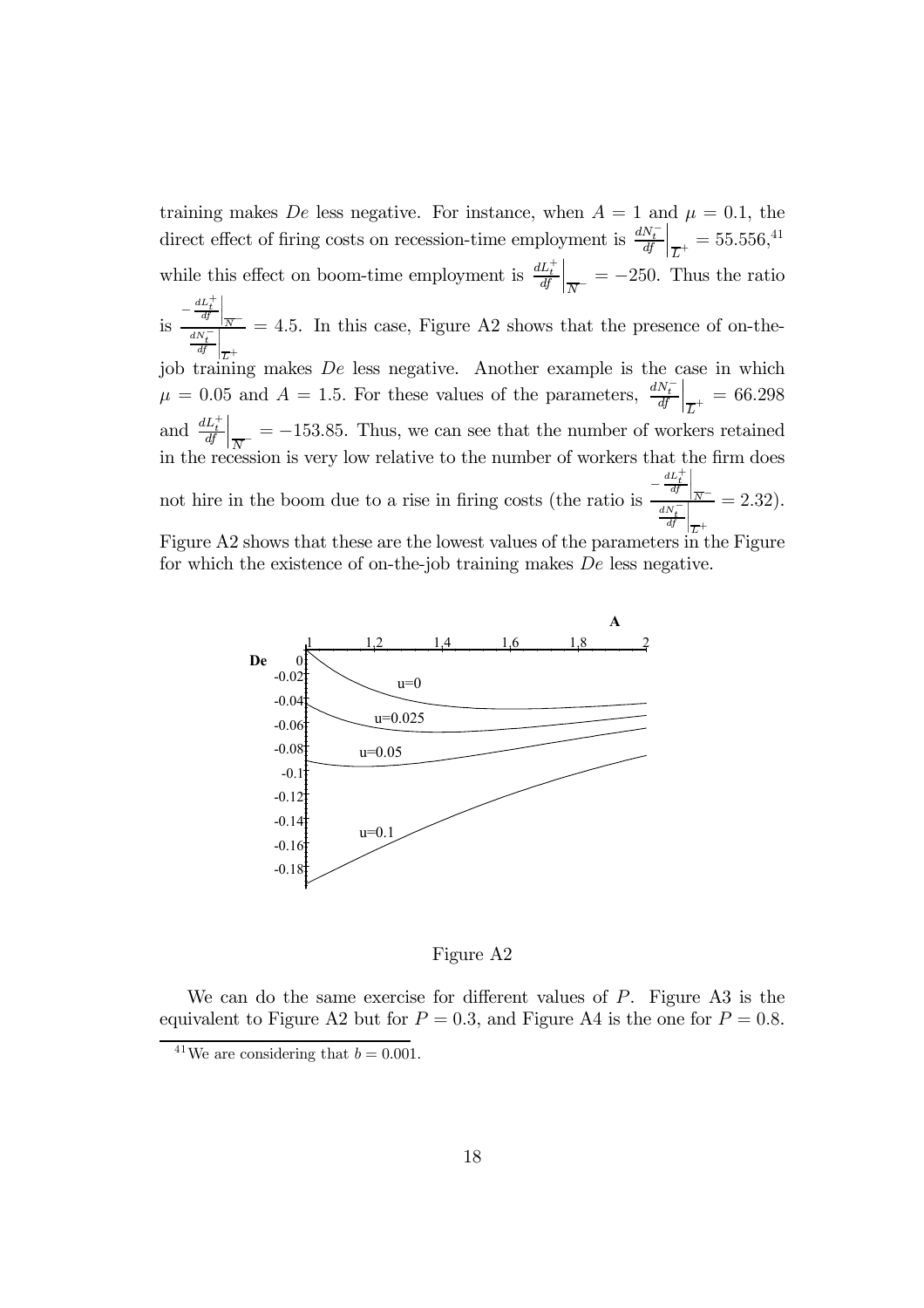training makes $De$ less negative. For instance, when $A = 1$ and $\mu = 0.1$, the direct effect of firing costs on recession-time employment is $\left.\frac{dN_t^-}{df}\right|_{\overline{L}^+} = 55.556$,[41] while this effect on boom-time employment is $\left.\frac{dL_t^+}{df}\right|_{\overline{N}^-} = -250$. Thus the ratio is $\frac{-\left.\frac{dL_t^+}{df}\right|_{\overline{N}^-}}{\left.\frac{dN_t^-}{df}\right|_{\overline{L}^+}} = 4.5$. In this case, Figure A2 shows that the presence of on-the-job training makes $De$ less negative. Another example is the case in which $\mu = 0.05$ and $A = 1.5$. For these values of the parameters, $\left.\frac{dN_t^-}{df}\right|_{\overline{L}^+} = 66.298$ and $\left.\frac{dL_t^+}{df}\right|_{\overline{N}^-} = -153.85$. Thus, we can see that the number of workers retained in the recession is very low relative to the number of workers that the firm does not hire in the boom due to a rise in firing costs (the ratio is $\frac{-\left.\frac{dL_t^+}{df}\right|_{\overline{N}^-}}{\left.\frac{dN_t^-}{df}\right|_{\overline{L}^+}} = 2.32$). Figure A2 shows that these are the lowest values of the parameters in the Figure for which the existence of on-the-job training makes $De$ less negative.

Figure A2

We can do the same exercise for different values of $P$. Figure A3 is the equivalent to Figure A2 but for $P = 0.3$, and Figure A4 is the one for $P = 0.8$.

[41] We are considering that $b = 0.001$.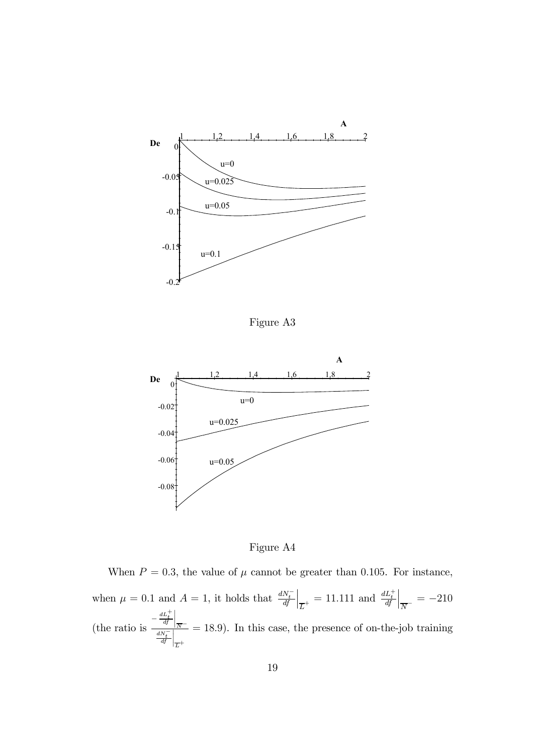Figure A3

Figure A4

When $P = 0.3$, the value of $\mu$ cannot be greater than 0.105. For instance, when $\mu = 0.1$ and $A = 1$, it holds that $\left.\frac{dN_t^-}{df}\right|_{\overline{L}^+} = 11.111$ and $\left.\frac{dL_t^+}{df}\right|_{\overline{N}^-} = -210$ (the ratio is $\frac{-\left.\frac{dL_t^+}{df}\right|_{\overline{N}^-}}{\left.\frac{dN_t^-}{df}\right|_{\overline{L}^+}} = 18.9$). In this case, the presence of on-the-job training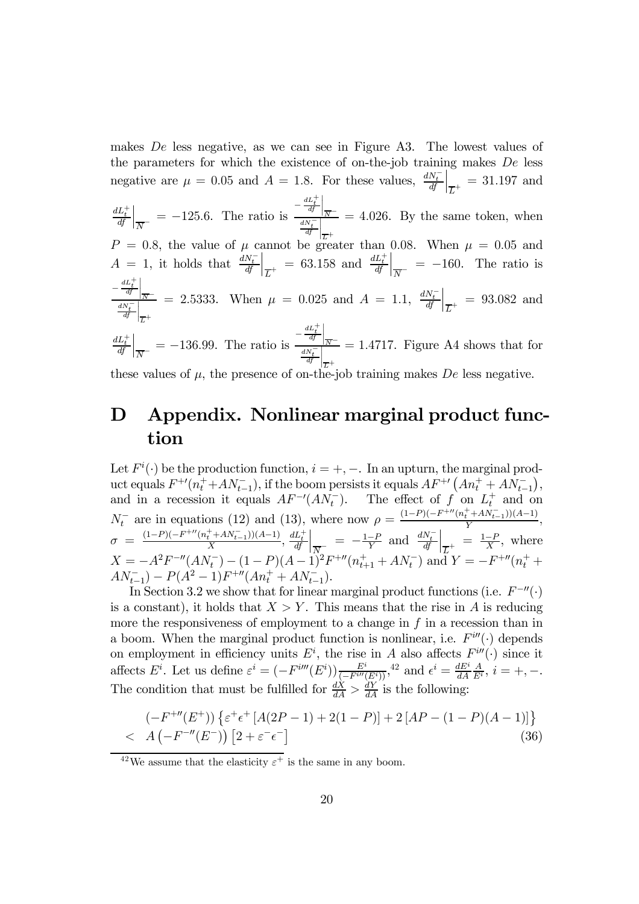makes $De$ less negative, as we can see in Figure A3. The lowest values of the parameters for which the existence of on-the-job training makes $De$ less negative are $\mu = 0.05$ and $A = 1.8$. For these values, $\left.\frac{dN_t^-}{df}\right|_{\overline{L}^+} = 31.197$ and $\left.\frac{dL_t^+}{df}\right|_{\overline{N}^-} = -125.6$. The ratio is $\frac{-\left.\frac{dL_t^+}{df}\right|_{\overline{N}^-}}{\left.\frac{dN_t^-}{df}\right|_{\overline{L}^+}} = 4.026$. By the same token, when $P = 0.8$, the value of $\mu$ cannot be greater than 0.08. When $\mu = 0.05$ and $A = 1$, it holds that $\left.\frac{dN_t^-}{df}\right|_{\overline{L}^+} = 63.158$ and $\left.\frac{dL_t^+}{df}\right|_{\overline{N}^-} = -160$. The ratio is $\frac{-\left.\frac{dL_t^+}{df}\right|_{\overline{N}^-}}{\left.\frac{dN_t^-}{df}\right|_{\overline{L}^+}} = 2.5333$. When $\mu = 0.025$ and $A = 1.1$, $\left.\frac{dN_t^-}{df}\right|_{\overline{L}^+} = 93.082$ and $\left.\frac{dL_t^+}{df}\right|_{\overline{N}^-} = -136.99$. The ratio is $\frac{-\left.\frac{dL_t^+}{df}\right|_{\overline{N}^-}}{\left.\frac{dN_t^-}{df}\right|_{\overline{L}^+}} = 1.4717$. Figure A4 shows that for these values of $\mu$, the presence of on-the-job training makes $De$ less negative.

# D Appendix. Nonlinear marginal product function

Let $F^i(\cdot)$ be the production function, $i = +, -$. In an upturn, the marginal product equals $F^{+\prime}(n_t^+ + AN_{t-1}^-)$, if the boom persists it equals $AF^{+\prime}\left(An_t^+ + AN_{t-1}^-\right)$, and in a recession it equals $AF^{-\prime}(AN_t^-)$. The effect of $f$ on $L_t^+$ and on $N_t^-$ are in equations (12) and (13), where now $\rho = \frac{(1-P)(-F^{+\prime\prime}(n_t^+ + AN_{t-1}^-))(A-1)}{Y}$, $\sigma = \frac{(1-P)(-F^{+\prime\prime}(n_t^+ + AN_{t-1}^-))(A-1)}{X}$, $\left.\frac{dL_t^+}{df}\right|_{\overline{N}^-} = -\frac{1-P}{Y}$ and $\left.\frac{dN_t^-}{df}\right|_{\overline{L}^+} = \frac{1-P}{X}$, where $X = -A^2 F^{-\prime\prime}(AN_t^-) - (1-P)(A-1)^2 F^{+\prime\prime}(n_{t+1}^+ + AN_t^-)$ and $Y = -F^{+\prime\prime}(n_t^+ + AN_{t-1}^-) - P(A^2-1)F^{+\prime\prime}(An_t^+ + AN_{t-1}^-)$.

In Section 3.2 we show that for linear marginal product functions (i.e. $F^{-\prime\prime}(\cdot)$ is a constant), it holds that $X > Y$. This means that the rise in $A$ is reducing more the responsiveness of employment to a change in $f$ in a recession than in a boom. When the marginal product function is nonlinear, i.e. $F^{i\prime\prime}(\cdot)$ depends on employment in efficiency units $E^i$, the rise in $A$ also affects $F^{i\prime\prime}(\cdot)$ since it affects $E^i$. Let us define $\varepsilon^i = (-F^{i\prime\prime\prime}(E^i))\frac{E^i}{(-F^{i\prime\prime}(E^i))}$,[42] and $\epsilon^i = \frac{dE^i}{dA}\frac{A}{E^i}$, $i = +, -$. The condition that must be fulfilled for $\frac{dX}{dA} > \frac{dY}{dA}$ is the following:

$$
\begin{aligned}
& (-F^{+\prime\prime}(E^+))\left\{\varepsilon^+\epsilon^+\left[A(2P-1) + 2(1-P)\right] + 2\left[AP - (1-P)(A-1)\right]\right\} \\
< \; & A\left(-F^{-\prime\prime}(E^-)\right)\left[2 + \varepsilon^-\epsilon^-\right]
\end{aligned}
\tag{36}
$$

[42] We assume that the elasticity $\varepsilon^+$ is the same in any boom.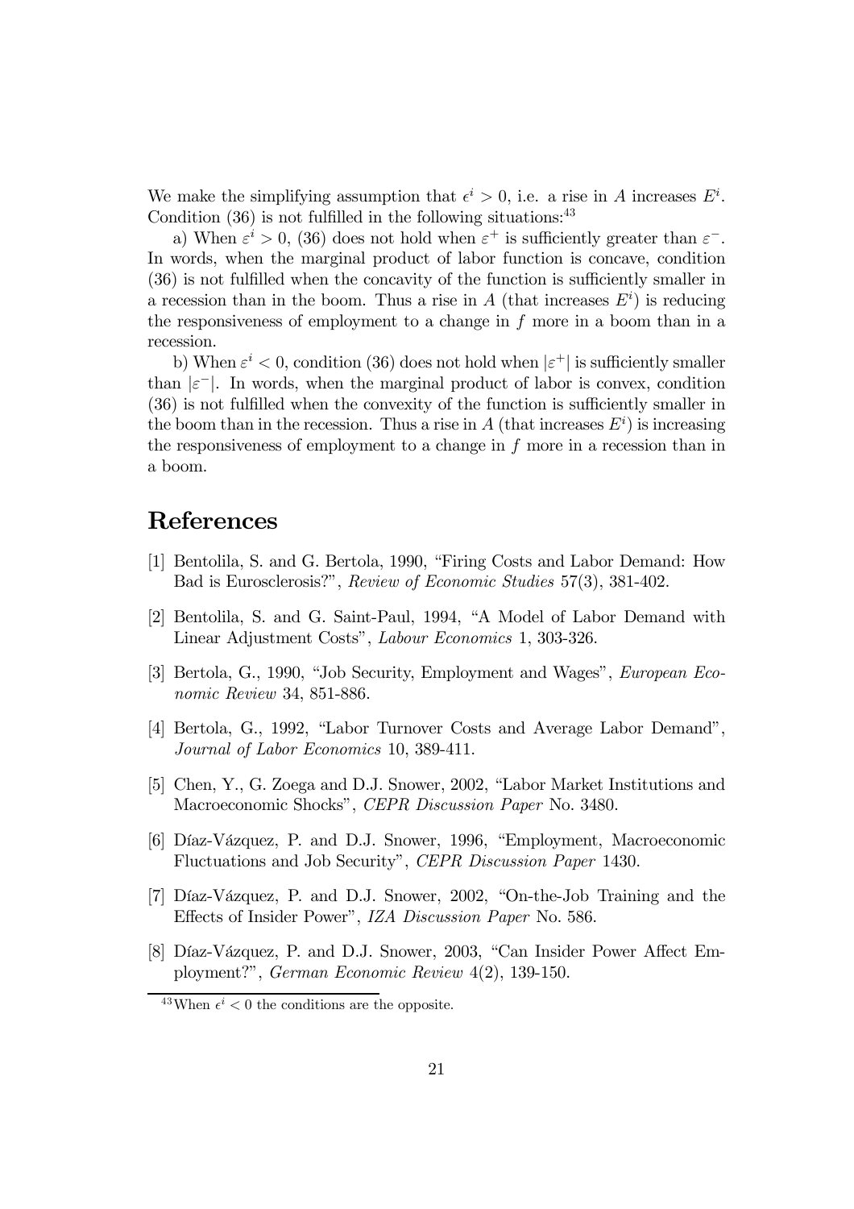We make the simplifying assumption that $\epsilon^i > 0$, i.e. a rise in $A$ increases $E^i$. Condition (36) is not fulfilled in the following situations:[43]

a) When $\varepsilon^i > 0$, (36) does not hold when $\varepsilon^+$ is sufficiently greater than $\varepsilon^-$. In words, when the marginal product of labor function is concave, condition (36) is not fulfilled when the concavity of the function is sufficiently smaller in a recession than in the boom. Thus a rise in $A$ (that increases $E^i$) is reducing the responsiveness of employment to a change in $f$ more in a boom than in a recession.

b) When $\varepsilon^i < 0$, condition (36) does not hold when $|\varepsilon^+|$ is sufficiently smaller than $|\varepsilon^-|$. In words, when the marginal product of labor is convex, condition (36) is not fulfilled when the convexity of the function is sufficiently smaller in the boom than in the recession. Thus a rise in $A$ (that increases $E^i$) is increasing the responsiveness of employment to a change in $f$ more in a recession than in a boom.

# References

[1] Bentolila, S. and G. Bertola, 1990, "Firing Costs and Labor Demand: How Bad is Eurosclerosis?", *Review of Economic Studies* 57(3), 381-402.

[2] Bentolila, S. and G. Saint-Paul, 1994, "A Model of Labor Demand with Linear Adjustment Costs", *Labour Economics* 1, 303-326.

[3] Bertola, G., 1990, "Job Security, Employment and Wages", *European Economic Review* 34, 851-886.

[4] Bertola, G., 1992, "Labor Turnover Costs and Average Labor Demand", *Journal of Labor Economics* 10, 389-411.

[5] Chen, Y., G. Zoega and D.J. Snower, 2002, "Labor Market Institutions and Macroeconomic Shocks", *CEPR Discussion Paper* No. 3480.

[6] Díaz-Vázquez, P. and D.J. Snower, 1996, "Employment, Macroeconomic Fluctuations and Job Security", *CEPR Discussion Paper* 1430.

[7] Díaz-Vázquez, P. and D.J. Snower, 2002, "On-the-Job Training and the Effects of Insider Power", *IZA Discussion Paper* No. 586.

[8] Díaz-Vázquez, P. and D.J. Snower, 2003, "Can Insider Power Affect Employment?", *German Economic Review* 4(2), 139-150.

[43] When $\epsilon^i < 0$ the conditions are the opposite.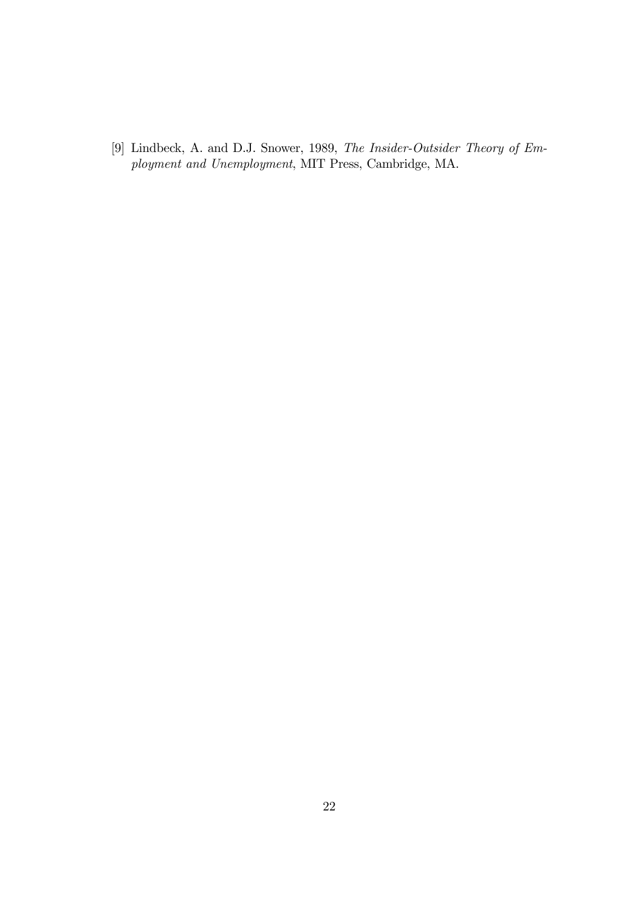[9] Lindbeck, A. and D.J. Snower, 1989, *The Insider-Outsider Theory of Employment and Unemployment*, MIT Press, Cambridge, MA.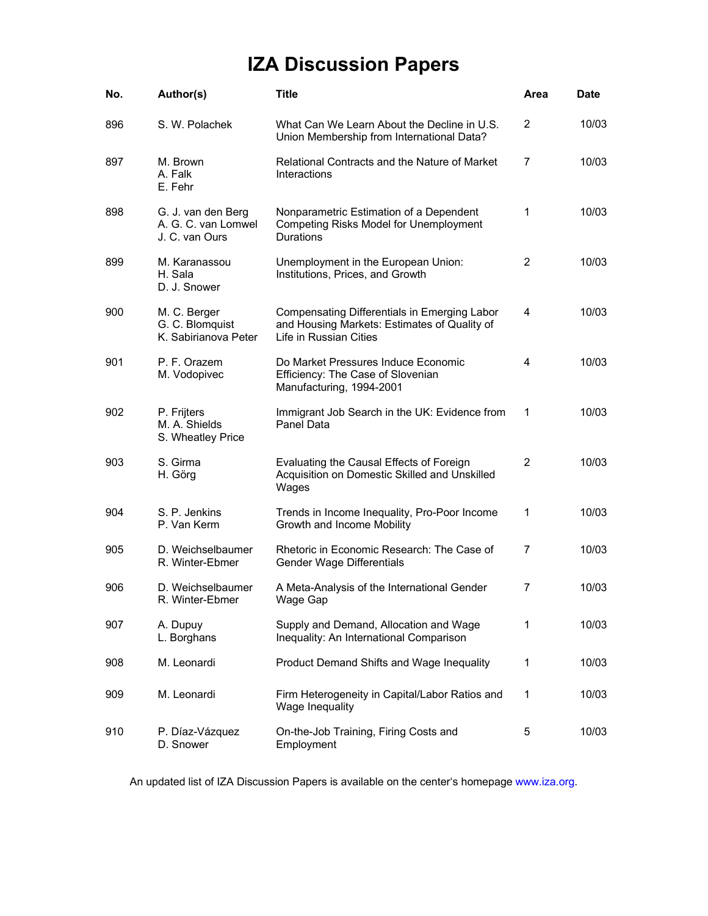# IZA Discussion Papers

| No. | Author(s) | Title | Area | Date |
|---|---|---|---|---|
| 896 | S. W. Polachek | What Can We Learn About the Decline in U.S. Union Membership from International Data? | 2 | 10/03 |
| 897 | M. Brown<br>A. Falk<br>E. Fehr | Relational Contracts and the Nature of Market Interactions | 7 | 10/03 |
| 898 | G. J. van den Berg<br>A. G. C. van Lomwel<br>J. C. van Ours | Nonparametric Estimation of a Dependent Competing Risks Model for Unemployment Durations | 1 | 10/03 |
| 899 | M. Karanassou<br>H. Sala<br>D. J. Snower | Unemployment in the European Union: Institutions, Prices, and Growth | 2 | 10/03 |
| 900 | M. C. Berger<br>G. C. Blomquist<br>K. Sabirianova Peter | Compensating Differentials in Emerging Labor and Housing Markets: Estimates of Quality of Life in Russian Cities | 4 | 10/03 |
| 901 | P. F. Orazem<br>M. Vodopivec | Do Market Pressures Induce Economic Efficiency: The Case of Slovenian Manufacturing, 1994-2001 | 4 | 10/03 |
| 902 | P. Frijters<br>M. A. Shields<br>S. Wheatley Price | Immigrant Job Search in the UK: Evidence from Panel Data | 1 | 10/03 |
| 903 | S. Girma<br>H. Görg | Evaluating the Causal Effects of Foreign Acquisition on Domestic Skilled and Unskilled Wages | 2 | 10/03 |
| 904 | S. P. Jenkins<br>P. Van Kerm | Trends in Income Inequality, Pro-Poor Income Growth and Income Mobility | 1 | 10/03 |
| 905 | D. Weichselbaumer<br>R. Winter-Ebmer | Rhetoric in Economic Research: The Case of Gender Wage Differentials | 7 | 10/03 |
| 906 | D. Weichselbaumer<br>R. Winter-Ebmer | A Meta-Analysis of the International Gender Wage Gap | 7 | 10/03 |
| 907 | A. Dupuy<br>L. Borghans | Supply and Demand, Allocation and Wage Inequality: An International Comparison | 1 | 10/03 |
| 908 | M. Leonardi | Product Demand Shifts and Wage Inequality | 1 | 10/03 |
| 909 | M. Leonardi | Firm Heterogeneity in Capital/Labor Ratios and Wage Inequality | 1 | 10/03 |
| 910 | P. Díaz-Vázquez<br>D. Snower | On-the-Job Training, Firing Costs and Employment | 5 | 10/03 |

An updated list of IZA Discussion Papers is available on the center's homepage www.iza.org.